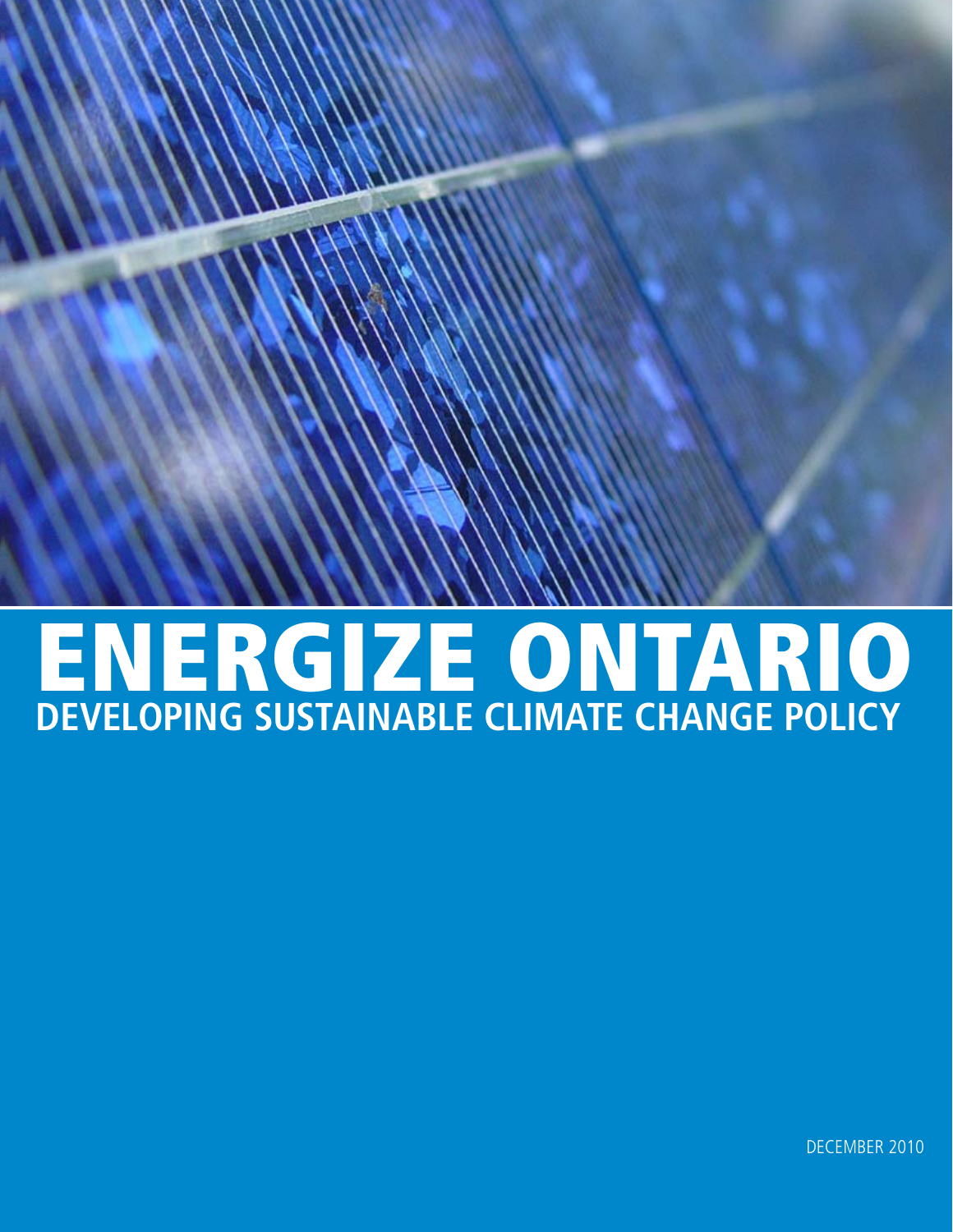# ENERGIZE ONTARIO

## DEVELOPING SUSTAINABLE CLIMATE CHANGE POLICY

DECEMBER 2010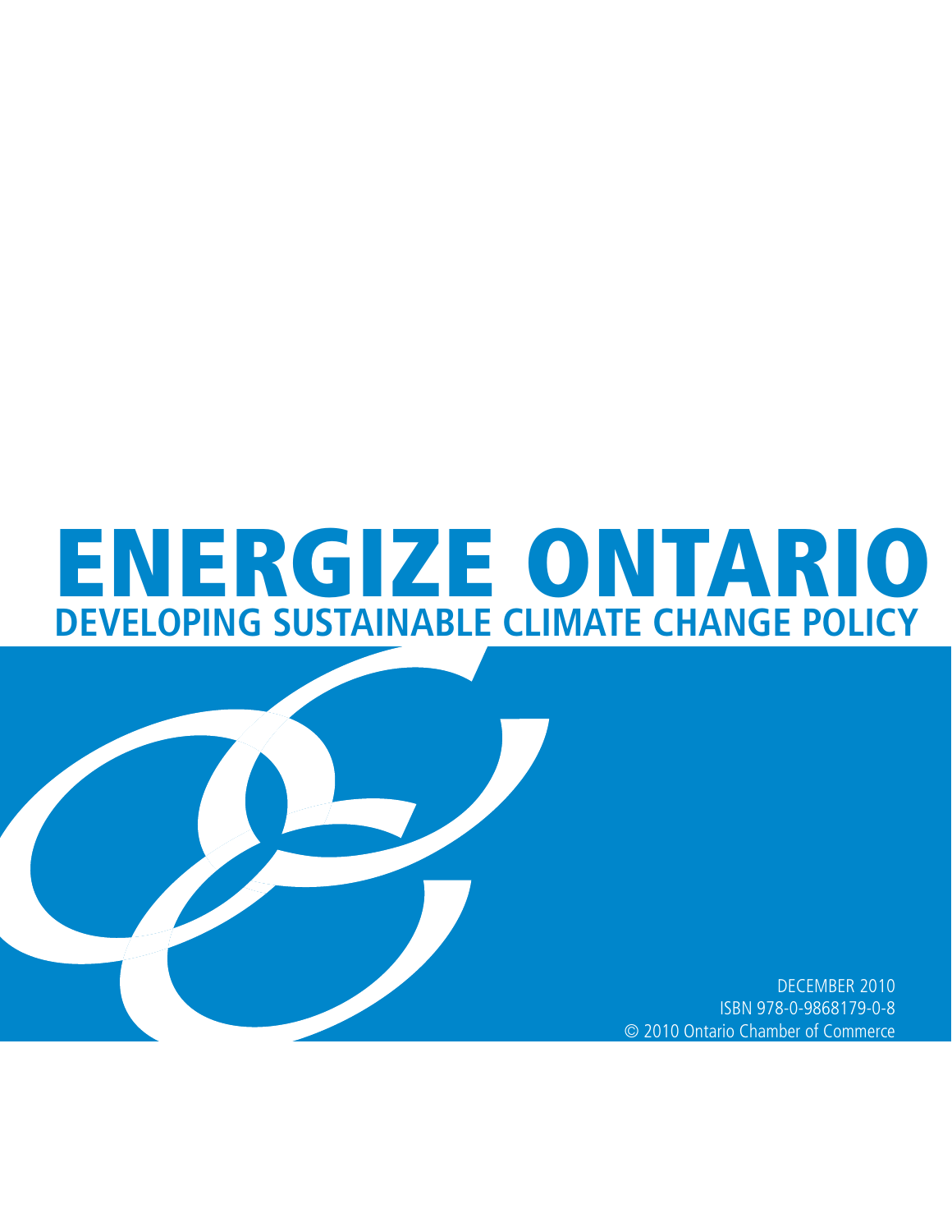# ENERGIZE ONTARIO

## DEVELOPING SUSTAINABLE CLIMATE CHANGE POLICY

DECEMBER 2010

ISBN 978-0-9868179-0-8

© 2010 Ontario Chamber of Commerce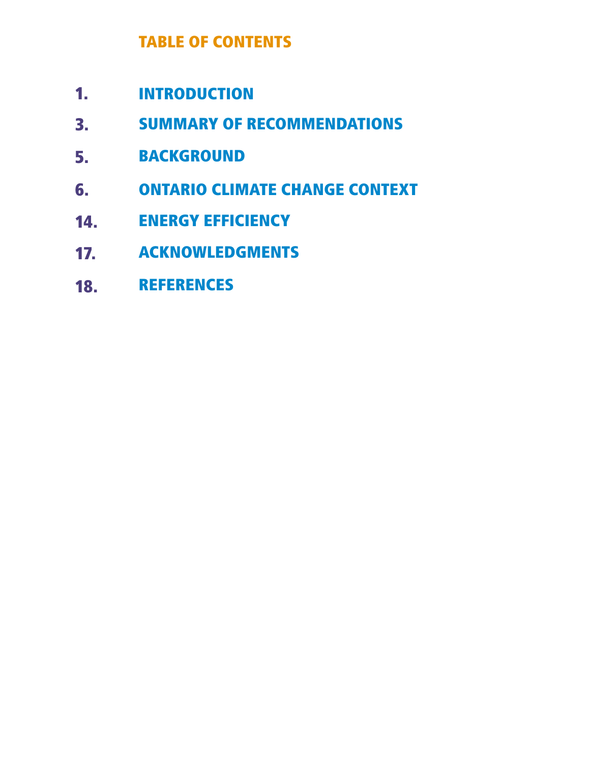## TABLE OF CONTENTS

| | |
|---|---|
| 1. | INTRODUCTION |
| 3. | SUMMARY OF RECOMMENDATIONS |
| 5. | BACKGROUND |
| 6. | ONTARIO CLIMATE CHANGE CONTEXT |
| 14. | ENERGY EFFICIENCY |
| 17. | ACKNOWLEDGMENTS |
| 18. | REFERENCES |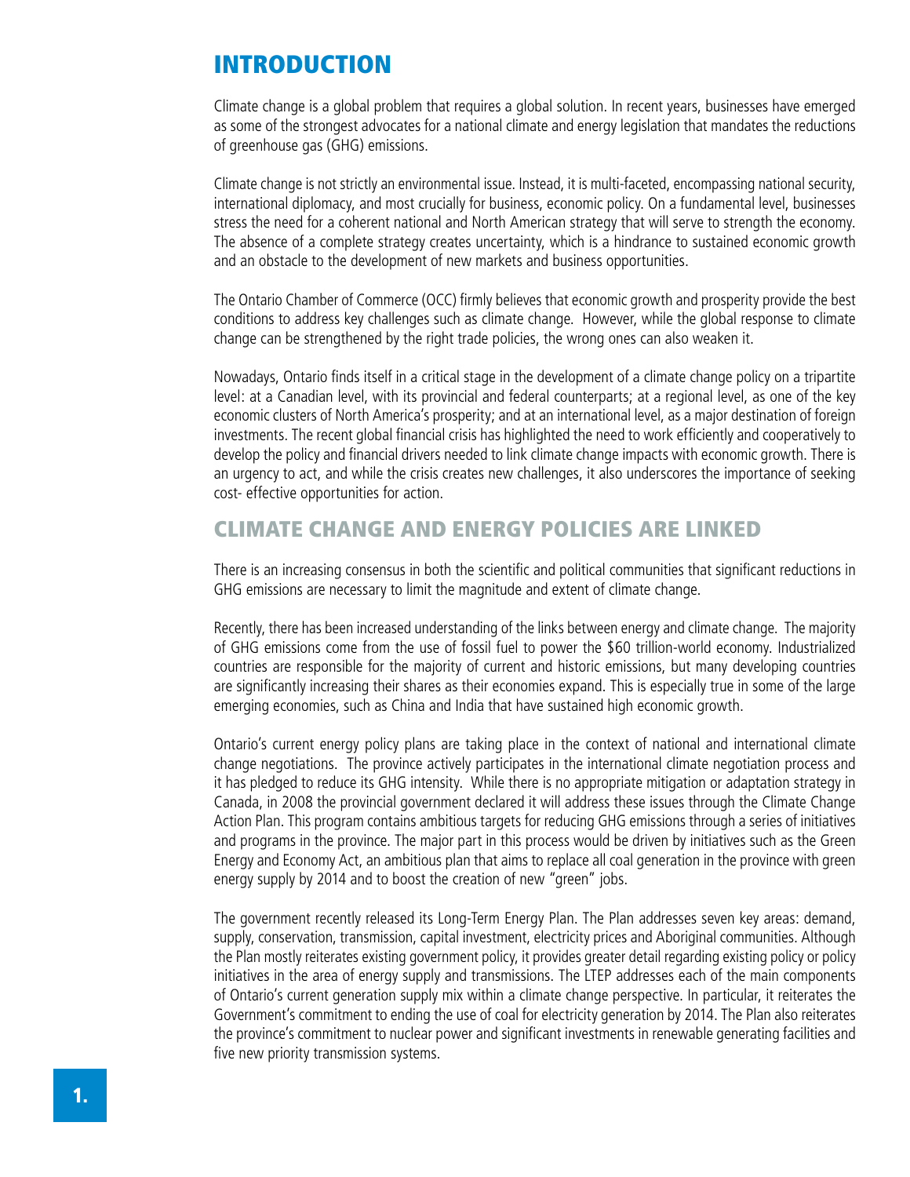# INTRODUCTION

Climate change is a global problem that requires a global solution. In recent years, businesses have emerged as some of the strongest advocates for a national climate and energy legislation that mandates the reductions of greenhouse gas (GHG) emissions.

Climate change is not strictly an environmental issue. Instead, it is multi-faceted, encompassing national security, international diplomacy, and most crucially for business, economic policy. On a fundamental level, businesses stress the need for a coherent national and North American strategy that will serve to strength the economy. The absence of a complete strategy creates uncertainty, which is a hindrance to sustained economic growth and an obstacle to the development of new markets and business opportunities.

The Ontario Chamber of Commerce (OCC) firmly believes that economic growth and prosperity provide the best conditions to address key challenges such as climate change. However, while the global response to climate change can be strengthened by the right trade policies, the wrong ones can also weaken it.

Nowadays, Ontario finds itself in a critical stage in the development of a climate change policy on a tripartite level: at a Canadian level, with its provincial and federal counterparts; at a regional level, as one of the key economic clusters of North America's prosperity; and at an international level, as a major destination of foreign investments. The recent global financial crisis has highlighted the need to work efficiently and cooperatively to develop the policy and financial drivers needed to link climate change impacts with economic growth. There is an urgency to act, and while the crisis creates new challenges, it also underscores the importance of seeking cost- effective opportunities for action.

## CLIMATE CHANGE AND ENERGY POLICIES ARE LINKED

There is an increasing consensus in both the scientific and political communities that significant reductions in GHG emissions are necessary to limit the magnitude and extent of climate change.

Recently, there has been increased understanding of the links between energy and climate change. The majority of GHG emissions come from the use of fossil fuel to power the $60 trillion-world economy. Industrialized countries are responsible for the majority of current and historic emissions, but many developing countries are significantly increasing their shares as their economies expand. This is especially true in some of the large emerging economies, such as China and India that have sustained high economic growth.

Ontario's current energy policy plans are taking place in the context of national and international climate change negotiations. The province actively participates in the international climate negotiation process and it has pledged to reduce its GHG intensity. While there is no appropriate mitigation or adaptation strategy in Canada, in 2008 the provincial government declared it will address these issues through the Climate Change Action Plan. This program contains ambitious targets for reducing GHG emissions through a series of initiatives and programs in the province. The major part in this process would be driven by initiatives such as the Green Energy and Economy Act, an ambitious plan that aims to replace all coal generation in the province with green energy supply by 2014 and to boost the creation of new "green" jobs.

The government recently released its Long-Term Energy Plan. The Plan addresses seven key areas: demand, supply, conservation, transmission, capital investment, electricity prices and Aboriginal communities. Although the Plan mostly reiterates existing government policy, it provides greater detail regarding existing policy or policy initiatives in the area of energy supply and transmissions. The LTEP addresses each of the main components of Ontario's current generation supply mix within a climate change perspective. In particular, it reiterates the Government's commitment to ending the use of coal for electricity generation by 2014. The Plan also reiterates the province's commitment to nuclear power and significant investments in renewable generating facilities and five new priority transmission systems.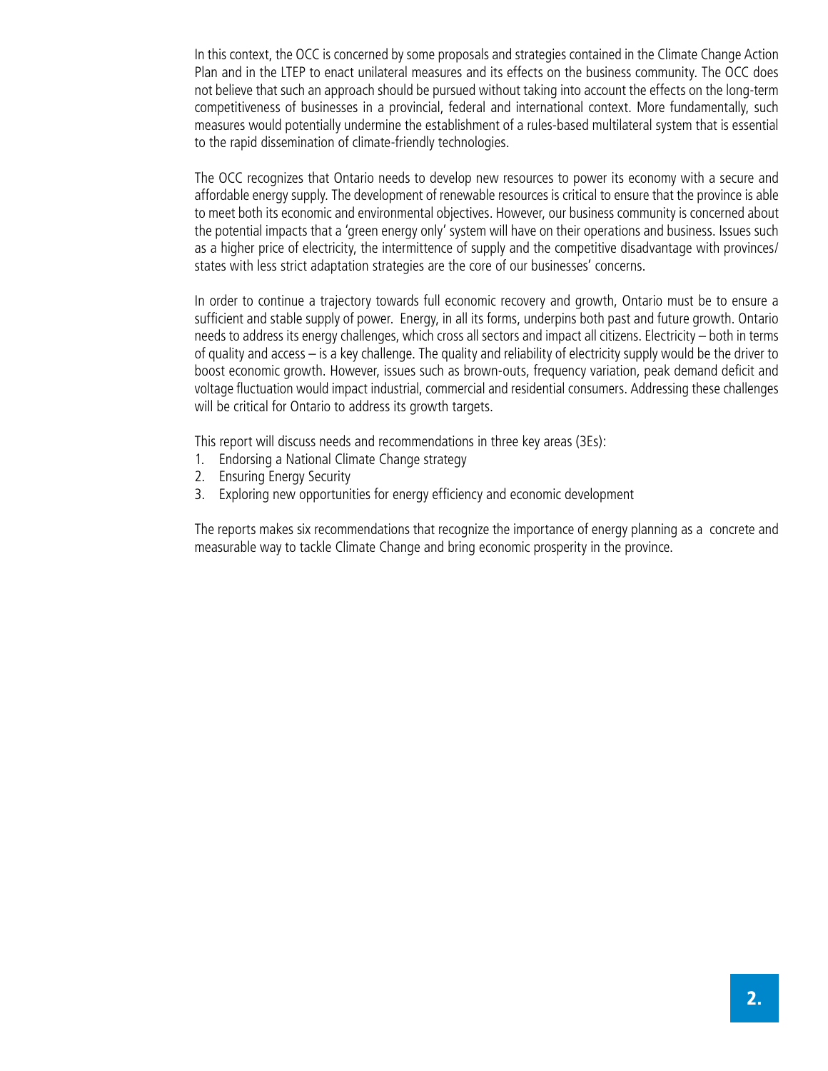In this context, the OCC is concerned by some proposals and strategies contained in the Climate Change Action Plan and in the LTEP to enact unilateral measures and its effects on the business community. The OCC does not believe that such an approach should be pursued without taking into account the effects on the long-term competitiveness of businesses in a provincial, federal and international context. More fundamentally, such measures would potentially undermine the establishment of a rules-based multilateral system that is essential to the rapid dissemination of climate-friendly technologies.

The OCC recognizes that Ontario needs to develop new resources to power its economy with a secure and affordable energy supply. The development of renewable resources is critical to ensure that the province is able to meet both its economic and environmental objectives. However, our business community is concerned about the potential impacts that a 'green energy only' system will have on their operations and business. Issues such as a higher price of electricity, the intermittence of supply and the competitive disadvantage with provinces/states with less strict adaptation strategies are the core of our businesses' concerns.

In order to continue a trajectory towards full economic recovery and growth, Ontario must be to ensure a sufficient and stable supply of power. Energy, in all its forms, underpins both past and future growth. Ontario needs to address its energy challenges, which cross all sectors and impact all citizens. Electricity – both in terms of quality and access – is a key challenge. The quality and reliability of electricity supply would be the driver to boost economic growth. However, issues such as brown-outs, frequency variation, peak demand deficit and voltage fluctuation would impact industrial, commercial and residential consumers. Addressing these challenges will be critical for Ontario to address its growth targets.

This report will discuss needs and recommendations in three key areas (3Es):

1. Endorsing a National Climate Change strategy
2. Ensuring Energy Security
3. Exploring new opportunities for energy efficiency and economic development

The reports makes six recommendations that recognize the importance of energy planning as a concrete and measurable way to tackle Climate Change and bring economic prosperity in the province.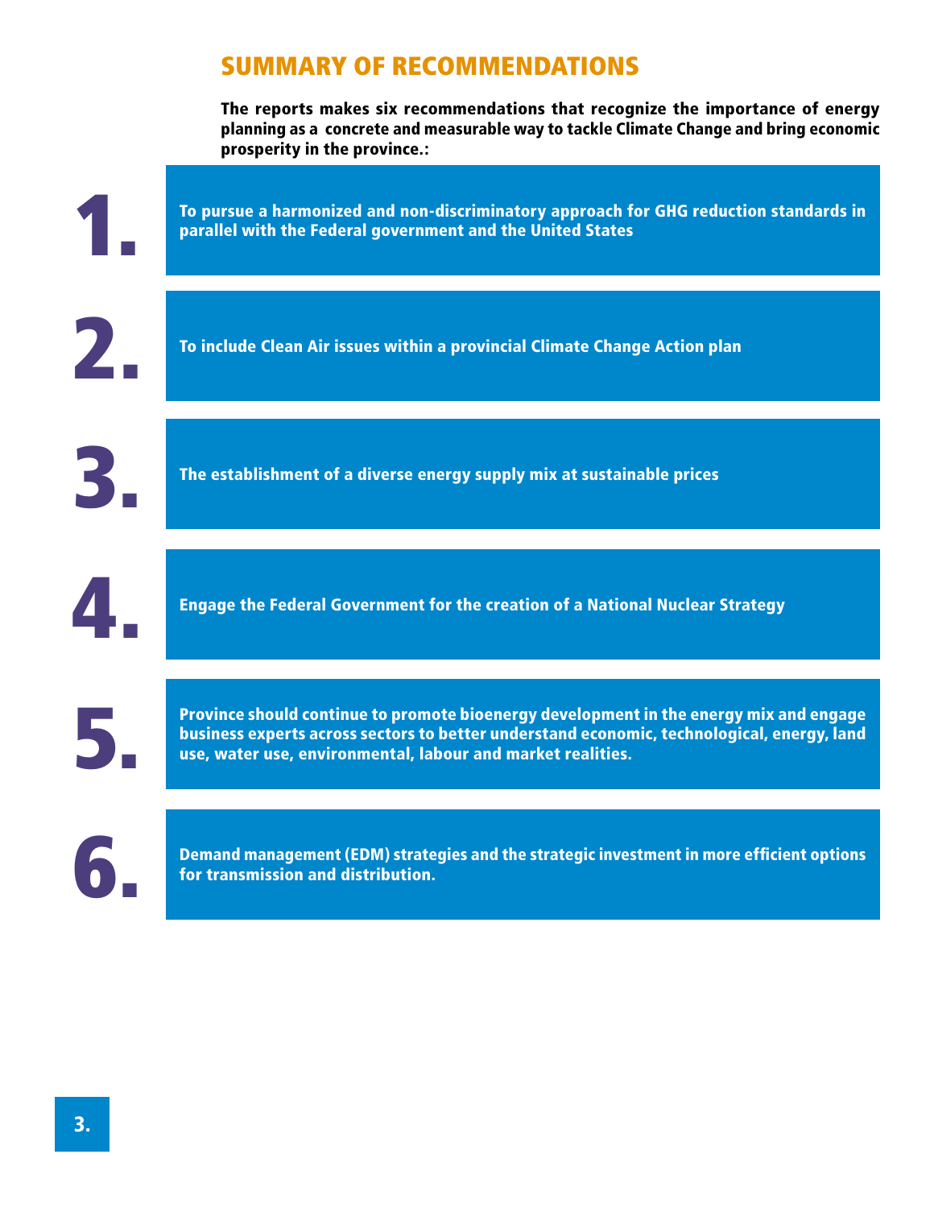## SUMMARY OF RECOMMENDATIONS

**The reports makes six recommendations that recognize the importance of energy planning as a concrete and measurable way to tackle Climate Change and bring economic prosperity in the province.:**

1. **To pursue a harmonized and non-discriminatory approach for GHG reduction standards in parallel with the Federal government and the United States**

2. **To include Clean Air issues within a provincial Climate Change Action plan**

3. **The establishment of a diverse energy supply mix at sustainable prices**

4. **Engage the Federal Government for the creation of a National Nuclear Strategy**

5. **Province should continue to promote bioenergy development in the energy mix and engage business experts across sectors to better understand economic, technological, energy, land use, water use, environmental, labour and market realities.**

6. **Demand management (EDM) strategies and the strategic investment in more efficient options for transmission and distribution.**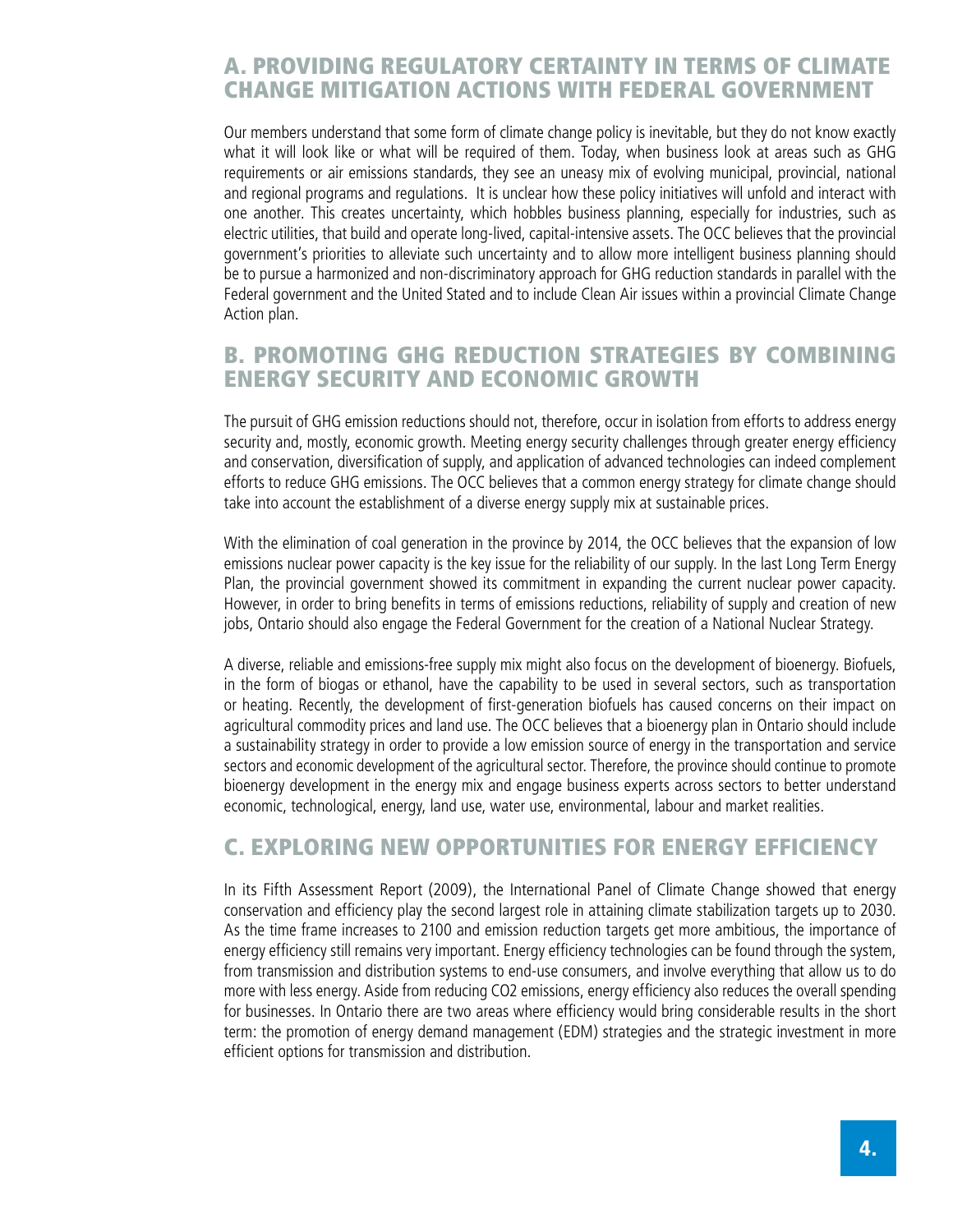## A. PROVIDING REGULATORY CERTAINTY IN TERMS OF CLIMATE CHANGE MITIGATION ACTIONS WITH FEDERAL GOVERNMENT

Our members understand that some form of climate change policy is inevitable, but they do not know exactly what it will look like or what will be required of them. Today, when business look at areas such as GHG requirements or air emissions standards, they see an uneasy mix of evolving municipal, provincial, national and regional programs and regulations. It is unclear how these policy initiatives will unfold and interact with one another. This creates uncertainty, which hobbles business planning, especially for industries, such as electric utilities, that build and operate long-lived, capital-intensive assets. The OCC believes that the provincial government's priorities to alleviate such uncertainty and to allow more intelligent business planning should be to pursue a harmonized and non-discriminatory approach for GHG reduction standards in parallel with the Federal government and the United Stated and to include Clean Air issues within a provincial Climate Change Action plan.

## B. PROMOTING GHG REDUCTION STRATEGIES BY COMBINING ENERGY SECURITY AND ECONOMIC GROWTH

The pursuit of GHG emission reductions should not, therefore, occur in isolation from efforts to address energy security and, mostly, economic growth. Meeting energy security challenges through greater energy efficiency and conservation, diversification of supply, and application of advanced technologies can indeed complement efforts to reduce GHG emissions. The OCC believes that a common energy strategy for climate change should take into account the establishment of a diverse energy supply mix at sustainable prices.

With the elimination of coal generation in the province by 2014, the OCC believes that the expansion of low emissions nuclear power capacity is the key issue for the reliability of our supply. In the last Long Term Energy Plan, the provincial government showed its commitment in expanding the current nuclear power capacity. However, in order to bring benefits in terms of emissions reductions, reliability of supply and creation of new jobs, Ontario should also engage the Federal Government for the creation of a National Nuclear Strategy.

A diverse, reliable and emissions-free supply mix might also focus on the development of bioenergy. Biofuels, in the form of biogas or ethanol, have the capability to be used in several sectors, such as transportation or heating. Recently, the development of first-generation biofuels has caused concerns on their impact on agricultural commodity prices and land use. The OCC believes that a bioenergy plan in Ontario should include a sustainability strategy in order to provide a low emission source of energy in the transportation and service sectors and economic development of the agricultural sector. Therefore, the province should continue to promote bioenergy development in the energy mix and engage business experts across sectors to better understand economic, technological, energy, land use, water use, environmental, labour and market realities.

## C. EXPLORING NEW OPPORTUNITIES FOR ENERGY EFFICIENCY

In its Fifth Assessment Report (2009), the International Panel of Climate Change showed that energy conservation and efficiency play the second largest role in attaining climate stabilization targets up to 2030. As the time frame increases to 2100 and emission reduction targets get more ambitious, the importance of energy efficiency still remains very important. Energy efficiency technologies can be found through the system, from transmission and distribution systems to end-use consumers, and involve everything that allow us to do more with less energy. Aside from reducing $CO_2$ emissions, energy efficiency also reduces the overall spending for businesses. In Ontario there are two areas where efficiency would bring considerable results in the short term: the promotion of energy demand management (EDM) strategies and the strategic investment in more efficient options for transmission and distribution.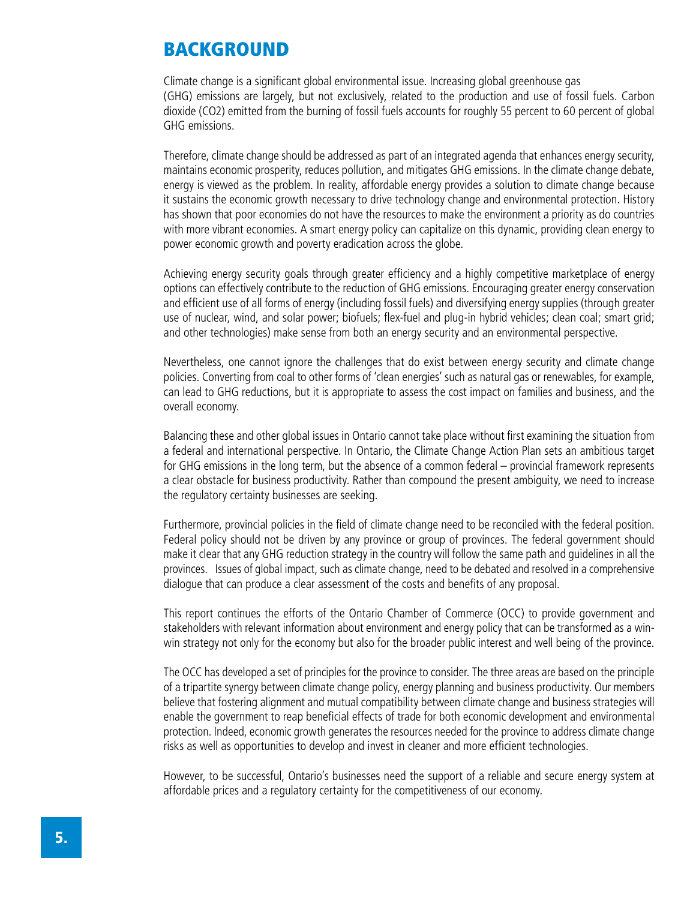# BACKGROUND

Climate change is a significant global environmental issue. Increasing global greenhouse gas (GHG) emissions are largely, but not exclusively, related to the production and use of fossil fuels. Carbon dioxide (CO2) emitted from the burning of fossil fuels accounts for roughly 55 percent to 60 percent of global GHG emissions.

Therefore, climate change should be addressed as part of an integrated agenda that enhances energy security, maintains economic prosperity, reduces pollution, and mitigates GHG emissions. In the climate change debate, energy is viewed as the problem. In reality, affordable energy provides a solution to climate change because it sustains the economic growth necessary to drive technology change and environmental protection. History has shown that poor economies do not have the resources to make the environment a priority as do countries with more vibrant economies. A smart energy policy can capitalize on this dynamic, providing clean energy to power economic growth and poverty eradication across the globe.

Achieving energy security goals through greater efficiency and a highly competitive marketplace of energy options can effectively contribute to the reduction of GHG emissions. Encouraging greater energy conservation and efficient use of all forms of energy (including fossil fuels) and diversifying energy supplies (through greater use of nuclear, wind, and solar power; biofuels; flex-fuel and plug-in hybrid vehicles; clean coal; smart grid; and other technologies) make sense from both an energy security and an environmental perspective.

Nevertheless, one cannot ignore the challenges that do exist between energy security and climate change policies. Converting from coal to other forms of 'clean energies' such as natural gas or renewables, for example, can lead to GHG reductions, but it is appropriate to assess the cost impact on families and business, and the overall economy.

Balancing these and other global issues in Ontario cannot take place without first examining the situation from a federal and international perspective. In Ontario, the Climate Change Action Plan sets an ambitious target for GHG emissions in the long term, but the absence of a common federal – provincial framework represents a clear obstacle for business productivity. Rather than compound the present ambiguity, we need to increase the regulatory certainty businesses are seeking.

Furthermore, provincial policies in the field of climate change need to be reconciled with the federal position. Federal policy should not be driven by any province or group of provinces. The federal government should make it clear that any GHG reduction strategy in the country will follow the same path and guidelines in all the provinces. Issues of global impact, such as climate change, need to be debated and resolved in a comprehensive dialogue that can produce a clear assessment of the costs and benefits of any proposal.

This report continues the efforts of the Ontario Chamber of Commerce (OCC) to provide government and stakeholders with relevant information about environment and energy policy that can be transformed as a win-win strategy not only for the economy but also for the broader public interest and well being of the province.

The OCC has developed a set of principles for the province to consider. The three areas are based on the principle of a tripartite synergy between climate change policy, energy planning and business productivity. Our members believe that fostering alignment and mutual compatibility between climate change and business strategies will enable the government to reap beneficial effects of trade for both economic development and environmental protection. Indeed, economic growth generates the resources needed for the province to address climate change risks as well as opportunities to develop and invest in cleaner and more efficient technologies.

However, to be successful, Ontario's businesses need the support of a reliable and secure energy system at affordable prices and a regulatory certainty for the competitiveness of our economy.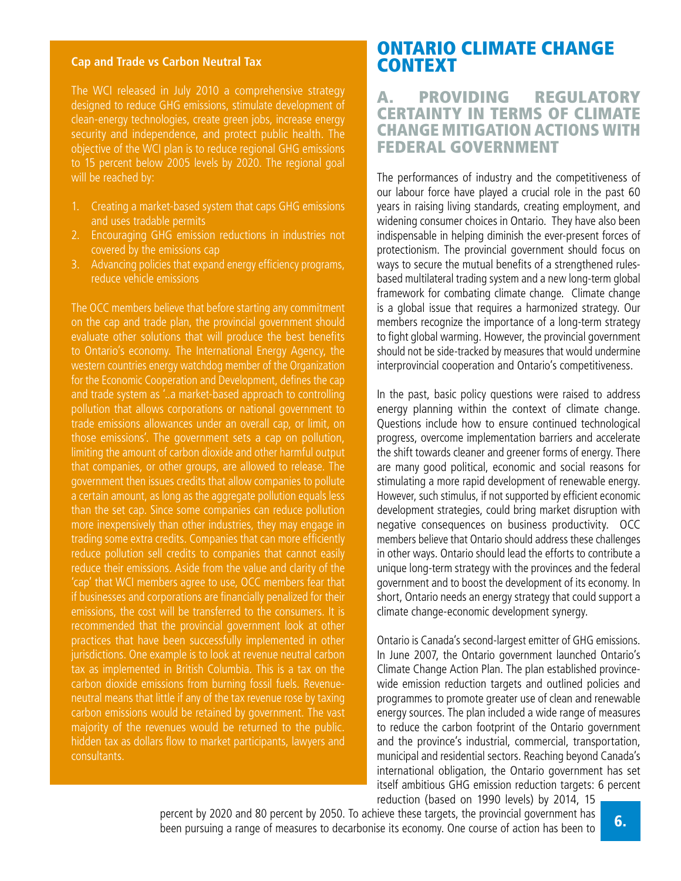**Cap and Trade vs Carbon Neutral Tax**

The WCI released in July 2010 a comprehensive strategy designed to reduce GHG emissions, stimulate development of clean-energy technologies, create green jobs, increase energy security and independence, and protect public health. The objective of the WCI plan is to reduce regional GHG emissions to 15 percent below 2005 levels by 2020. The regional goal will be reached by:

1. Creating a market-based system that caps GHG emissions and uses tradable permits
2. Encouraging GHG emission reductions in industries not covered by the emissions cap
3. Advancing policies that expand energy efficiency programs, reduce vehicle emissions

The OCC members believe that before starting any commitment on the cap and trade plan, the provincial government should evaluate other solutions that will produce the best benefits to Ontario's economy. The International Energy Agency, the western countries energy watchdog member of the Organization for the Economic Cooperation and Development, defines the cap and trade system as '..a market-based approach to controlling pollution that allows corporations or national government to trade emissions allowances under an overall cap, or limit, on those emissions'. The government sets a cap on pollution, limiting the amount of carbon dioxide and other harmful output that companies, or other groups, are allowed to release. The government then issues credits that allow companies to pollute a certain amount, as long as the aggregate pollution equals less than the set cap. Since some companies can reduce pollution more inexpensively than other industries, they may engage in trading some extra credits. Companies that can more efficiently reduce pollution sell credits to companies that cannot easily reduce their emissions. Aside from the value and clarity of the 'cap' that WCI members agree to use, OCC members fear that if businesses and corporations are financially penalized for their emissions, the cost will be transferred to the consumers. It is recommended that the provincial government look at other practices that have been successfully implemented in other jurisdictions. One example is to look at revenue neutral carbon tax as implemented in British Columbia. This is a tax on the carbon dioxide emissions from burning fossil fuels. Revenue-neutral means that little if any of the tax revenue rose by taxing carbon emissions would be retained by government. The vast majority of the revenues would be returned to the public. hidden tax as dollars flow to market participants, lawyers and consultants.

# ONTARIO CLIMATE CHANGE CONTEXT

## A. PROVIDING REGULATORY CERTAINTY IN TERMS OF CLIMATE CHANGE MITIGATION ACTIONS WITH FEDERAL GOVERNMENT

The performances of industry and the competitiveness of our labour force have played a crucial role in the past 60 years in raising living standards, creating employment, and widening consumer choices in Ontario. They have also been indispensable in helping diminish the ever-present forces of protectionism. The provincial government should focus on ways to secure the mutual benefits of a strengthened rules-based multilateral trading system and a new long-term global framework for combating climate change. Climate change is a global issue that requires a harmonized strategy. Our members recognize the importance of a long-term strategy to fight global warming. However, the provincial government should not be side-tracked by measures that would undermine interprovincial cooperation and Ontario's competitiveness.

In the past, basic policy questions were raised to address energy planning within the context of climate change. Questions include how to ensure continued technological progress, overcome implementation barriers and accelerate the shift towards cleaner and greener forms of energy. There are many good political, economic and social reasons for stimulating a more rapid development of renewable energy. However, such stimulus, if not supported by efficient economic development strategies, could bring market disruption with negative consequences on business productivity. OCC members believe that Ontario should address these challenges in other ways. Ontario should lead the efforts to contribute a unique long-term strategy with the provinces and the federal government and to boost the development of its economy. In short, Ontario needs an energy strategy that could support a climate change-economic development synergy.

Ontario is Canada's second-largest emitter of GHG emissions. In June 2007, the Ontario government launched Ontario's Climate Change Action Plan. The plan established province-wide emission reduction targets and outlined policies and programmes to promote greater use of clean and renewable energy sources. The plan included a wide range of measures to reduce the carbon footprint of the Ontario government and the province's industrial, commercial, transportation, municipal and residential sectors. Reaching beyond Canada's international obligation, the Ontario government has set itself ambitious GHG emission reduction targets: 6 percent reduction (based on 1990 levels) by 2014, 15 percent by 2020 and 80 percent by 2050. To achieve these targets, the provincial government has been pursuing a range of measures to decarbonise its economy. One course of action has been to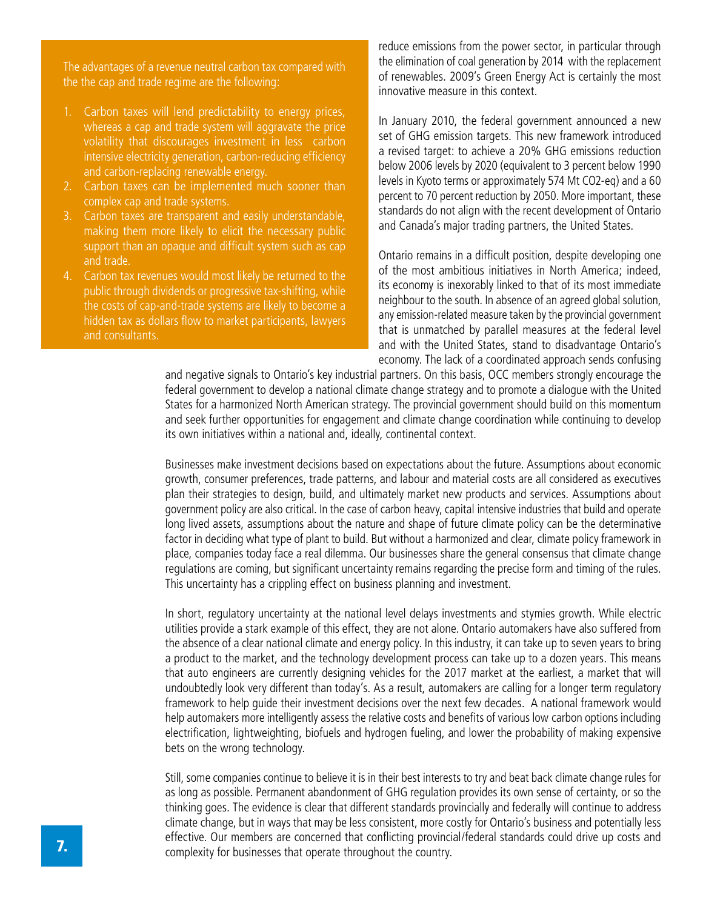The advantages of a revenue neutral carbon tax compared with the the cap and trade regime are the following:

1. Carbon taxes will lend predictability to energy prices, whereas a cap and trade system will aggravate the price volatility that discourages investment in less carbon intensive electricity generation, carbon-reducing efficiency and carbon-replacing renewable energy.
2. Carbon taxes can be implemented much sooner than complex cap and trade systems.
3. Carbon taxes are transparent and easily understandable, making them more likely to elicit the necessary public support than an opaque and difficult system such as cap and trade.
4. Carbon tax revenues would most likely be returned to the public through dividends or progressive tax-shifting, while the costs of cap-and-trade systems are likely to become a hidden tax as dollars flow to market participants, lawyers and consultants.

reduce emissions from the power sector, in particular through the elimination of coal generation by 2014 with the replacement of renewables. 2009's Green Energy Act is certainly the most innovative measure in this context.

In January 2010, the federal government announced a new set of GHG emission targets. This new framework introduced a revised target: to achieve a 20% GHG emissions reduction below 2006 levels by 2020 (equivalent to 3 percent below 1990 levels in Kyoto terms or approximately 574 Mt CO2-eq) and a 60 percent to 70 percent reduction by 2050. More important, these standards do not align with the recent development of Ontario and Canada's major trading partners, the United States.

Ontario remains in a difficult position, despite developing one of the most ambitious initiatives in North America; indeed, its economy is inexorably linked to that of its most immediate neighbour to the south. In absence of an agreed global solution, any emission-related measure taken by the provincial government that is unmatched by parallel measures at the federal level and with the United States, stand to disadvantage Ontario's economy. The lack of a coordinated approach sends confusing and negative signals to Ontario's key industrial partners. On this basis, OCC members strongly encourage the federal government to develop a national climate change strategy and to promote a dialogue with the United States for a harmonized North American strategy. The provincial government should build on this momentum and seek further opportunities for engagement and climate change coordination while continuing to develop its own initiatives within a national and, ideally, continental context.

Businesses make investment decisions based on expectations about the future. Assumptions about economic growth, consumer preferences, trade patterns, and labour and material costs are all considered as executives plan their strategies to design, build, and ultimately market new products and services. Assumptions about government policy are also critical. In the case of carbon heavy, capital intensive industries that build and operate long lived assets, assumptions about the nature and shape of future climate policy can be the determinative factor in deciding what type of plant to build. But without a harmonized and clear, climate policy framework in place, companies today face a real dilemma. Our businesses share the general consensus that climate change regulations are coming, but significant uncertainty remains regarding the precise form and timing of the rules. This uncertainty has a crippling effect on business planning and investment.

In short, regulatory uncertainty at the national level delays investments and stymies growth. While electric utilities provide a stark example of this effect, they are not alone. Ontario automakers have also suffered from the absence of a clear national climate and energy policy. In this industry, it can take up to seven years to bring a product to the market, and the technology development process can take up to a dozen years. This means that auto engineers are currently designing vehicles for the 2017 market at the earliest, a market that will undoubtedly look very different than today's. As a result, automakers are calling for a longer term regulatory framework to help guide their investment decisions over the next few decades. A national framework would help automakers more intelligently assess the relative costs and benefits of various low carbon options including electrification, lightweighting, biofuels and hydrogen fueling, and lower the probability of making expensive bets on the wrong technology.

Still, some companies continue to believe it is in their best interests to try and beat back climate change rules for as long as possible. Permanent abandonment of GHG regulation provides its own sense of certainty, or so the thinking goes. The evidence is clear that different standards provincially and federally will continue to address climate change, but in ways that may be less consistent, more costly for Ontario's business and potentially less effective. Our members are concerned that conflicting provincial/federal standards could drive up costs and complexity for businesses that operate throughout the country.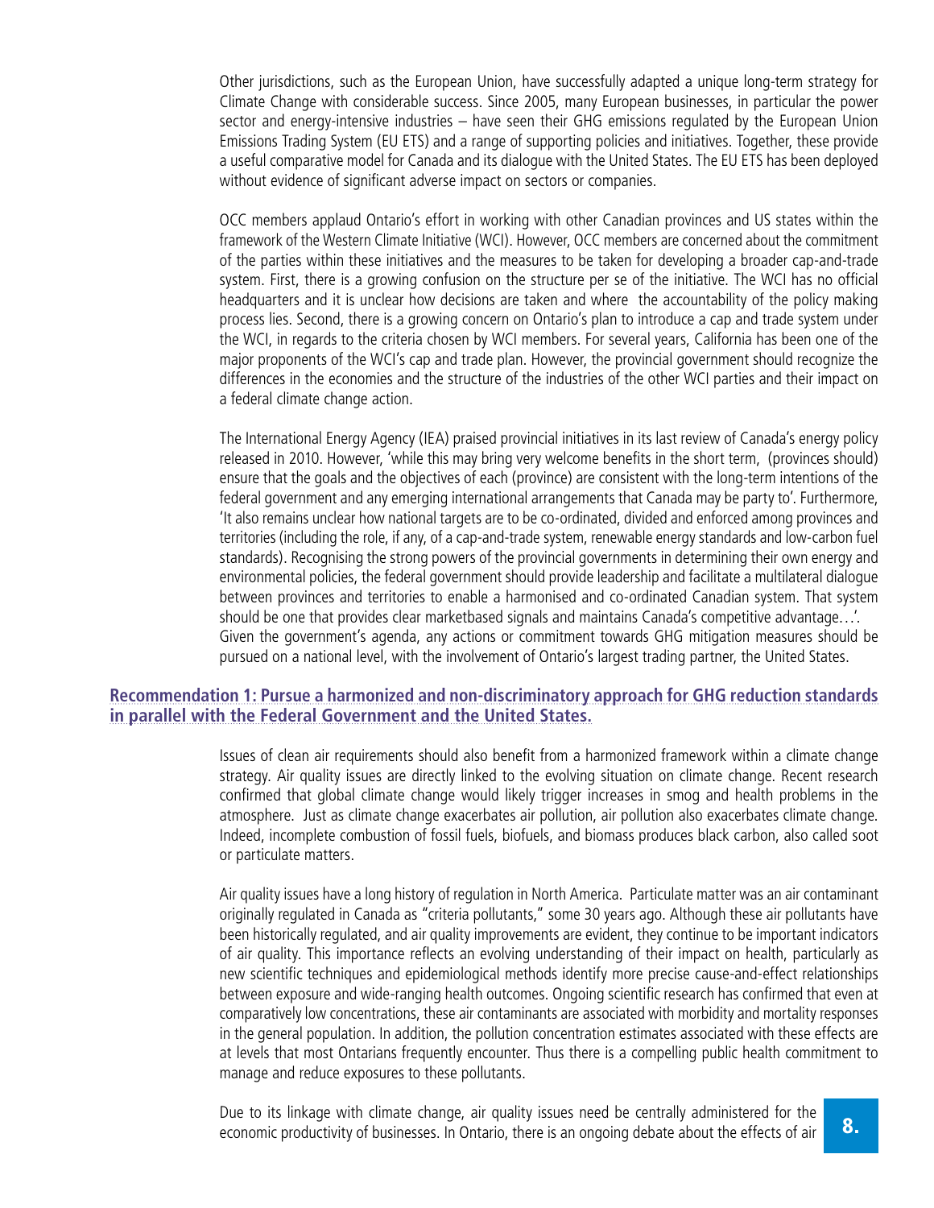Other jurisdictions, such as the European Union, have successfully adapted a unique long-term strategy for Climate Change with considerable success. Since 2005, many European businesses, in particular the power sector and energy-intensive industries – have seen their GHG emissions regulated by the European Union Emissions Trading System (EU ETS) and a range of supporting policies and initiatives. Together, these provide a useful comparative model for Canada and its dialogue with the United States. The EU ETS has been deployed without evidence of significant adverse impact on sectors or companies.

OCC members applaud Ontario's effort in working with other Canadian provinces and US states within the framework of the Western Climate Initiative (WCI). However, OCC members are concerned about the commitment of the parties within these initiatives and the measures to be taken for developing a broader cap-and-trade system. First, there is a growing confusion on the structure per se of the initiative. The WCI has no official headquarters and it is unclear how decisions are taken and where the accountability of the policy making process lies. Second, there is a growing concern on Ontario's plan to introduce a cap and trade system under the WCI, in regards to the criteria chosen by WCI members. For several years, California has been one of the major proponents of the WCI's cap and trade plan. However, the provincial government should recognize the differences in the economies and the structure of the industries of the other WCI parties and their impact on a federal climate change action.

The International Energy Agency (IEA) praised provincial initiatives in its last review of Canada's energy policy released in 2010. However, 'while this may bring very welcome benefits in the short term, (provinces should) ensure that the goals and the objectives of each (province) are consistent with the long-term intentions of the federal government and any emerging international arrangements that Canada may be party to'. Furthermore, 'It also remains unclear how national targets are to be co-ordinated, divided and enforced among provinces and territories (including the role, if any, of a cap-and-trade system, renewable energy standards and low-carbon fuel standards). Recognising the strong powers of the provincial governments in determining their own energy and environmental policies, the federal government should provide leadership and facilitate a multilateral dialogue between provinces and territories to enable a harmonised and co-ordinated Canadian system. That system should be one that provides clear marketbased signals and maintains Canada's competitive advantage…'. Given the government's agenda, any actions or commitment towards GHG mitigation measures should be pursued on a national level, with the involvement of Ontario's largest trading partner, the United States.

**Recommendation 1: Pursue a harmonized and non-discriminatory approach for GHG reduction standards in parallel with the Federal Government and the United States.**

Issues of clean air requirements should also benefit from a harmonized framework within a climate change strategy. Air quality issues are directly linked to the evolving situation on climate change. Recent research confirmed that global climate change would likely trigger increases in smog and health problems in the atmosphere. Just as climate change exacerbates air pollution, air pollution also exacerbates climate change. Indeed, incomplete combustion of fossil fuels, biofuels, and biomass produces black carbon, also called soot or particulate matters.

Air quality issues have a long history of regulation in North America. Particulate matter was an air contaminant originally regulated in Canada as "criteria pollutants," some 30 years ago. Although these air pollutants have been historically regulated, and air quality improvements are evident, they continue to be important indicators of air quality. This importance reflects an evolving understanding of their impact on health, particularly as new scientific techniques and epidemiological methods identify more precise cause-and-effect relationships between exposure and wide-ranging health outcomes. Ongoing scientific research has confirmed that even at comparatively low concentrations, these air contaminants are associated with morbidity and mortality responses in the general population. In addition, the pollution concentration estimates associated with these effects are at levels that most Ontarians frequently encounter. Thus there is a compelling public health commitment to manage and reduce exposures to these pollutants.

Due to its linkage with climate change, air quality issues need be centrally administered for the economic productivity of businesses. In Ontario, there is an ongoing debate about the effects of air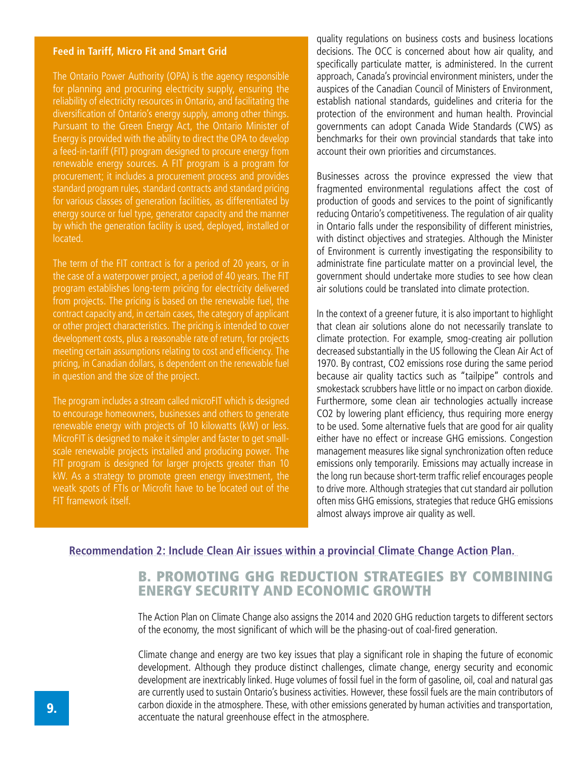**Feed in Tariff, Micro Fit and Smart Grid**

The Ontario Power Authority (OPA) is the agency responsible for planning and procuring electricity supply, ensuring the reliability of electricity resources in Ontario, and facilitating the diversification of Ontario's energy supply, among other things. Pursuant to the Green Energy Act, the Ontario Minister of Energy is provided with the ability to direct the OPA to develop a feed-in-tariff (FIT) program designed to procure energy from renewable energy sources. A FIT program is a program for procurement; it includes a procurement process and provides standard program rules, standard contracts and standard pricing for various classes of generation facilities, as differentiated by energy source or fuel type, generator capacity and the manner by which the generation facility is used, deployed, installed or located.

The term of the FIT contract is for a period of 20 years, or in the case of a waterpower project, a period of 40 years. The FIT program establishes long-term pricing for electricity delivered from projects. The pricing is based on the renewable fuel, the contract capacity and, in certain cases, the category of applicant or other project characteristics. The pricing is intended to cover development costs, plus a reasonable rate of return, for projects meeting certain assumptions relating to cost and efficiency. The pricing, in Canadian dollars, is dependent on the renewable fuel in question and the size of the project.

The program includes a stream called microFIT which is designed to encourage homeowners, businesses and others to generate renewable energy with projects of 10 kilowatts (kW) or less. MicroFIT is designed to make it simpler and faster to get small-scale renewable projects installed and producing power. The FIT program is designed for larger projects greater than 10 kW. As a strategy to promote green energy investment, the weatk spots of FTIs or Microfit have to be located out of the FIT framework itself.

quality regulations on business costs and business locations decisions. The OCC is concerned about how air quality, and specifically particulate matter, is administered. In the current approach, Canada's provincial environment ministers, under the auspices of the Canadian Council of Ministers of Environment, establish national standards, guidelines and criteria for the protection of the environment and human health. Provincial governments can adopt Canada Wide Standards (CWS) as benchmarks for their own provincial standards that take into account their own priorities and circumstances.

Businesses across the province expressed the view that fragmented environmental regulations affect the cost of production of goods and services to the point of significantly reducing Ontario's competitiveness. The regulation of air quality in Ontario falls under the responsibility of different ministries, with distinct objectives and strategies. Although the Minister of Environment is currently investigating the responsibility to administrate fine particulate matter on a provincial level, the government should undertake more studies to see how clean air solutions could be translated into climate protection.

In the context of a greener future, it is also important to highlight that clean air solutions alone do not necessarily translate to climate protection. For example, smog-creating air pollution decreased substantially in the US following the Clean Air Act of 1970. By contrast, $CO_2$ emissions rose during the same period because air quality tactics such as "tailpipe" controls and smokestack scrubbers have little or no impact on carbon dioxide. Furthermore, some clean air technologies actually increase $CO_2$ by lowering plant efficiency, thus requiring more energy to be used. Some alternative fuels that are good for air quality either have no effect or increase GHG emissions. Congestion management measures like signal synchronization often reduce emissions only temporarily. Emissions may actually increase in the long run because short-term traffic relief encourages people to drive more. Although strategies that cut standard air pollution often miss GHG emissions, strategies that reduce GHG emissions almost always improve air quality as well.

**Recommendation 2: Include Clean Air issues within a provincial Climate Change Action Plan.**

## B. PROMOTING GHG REDUCTION STRATEGIES BY COMBINING ENERGY SECURITY AND ECONOMIC GROWTH

The Action Plan on Climate Change also assigns the 2014 and 2020 GHG reduction targets to different sectors of the economy, the most significant of which will be the phasing-out of coal-fired generation.

Climate change and energy are two key issues that play a significant role in shaping the future of economic development. Although they produce distinct challenges, climate change, energy security and economic development are inextricably linked. Huge volumes of fossil fuel in the form of gasoline, oil, coal and natural gas are currently used to sustain Ontario's business activities. However, these fossil fuels are the main contributors of carbon dioxide in the atmosphere. These, with other emissions generated by human activities and transportation, accentuate the natural greenhouse effect in the atmosphere.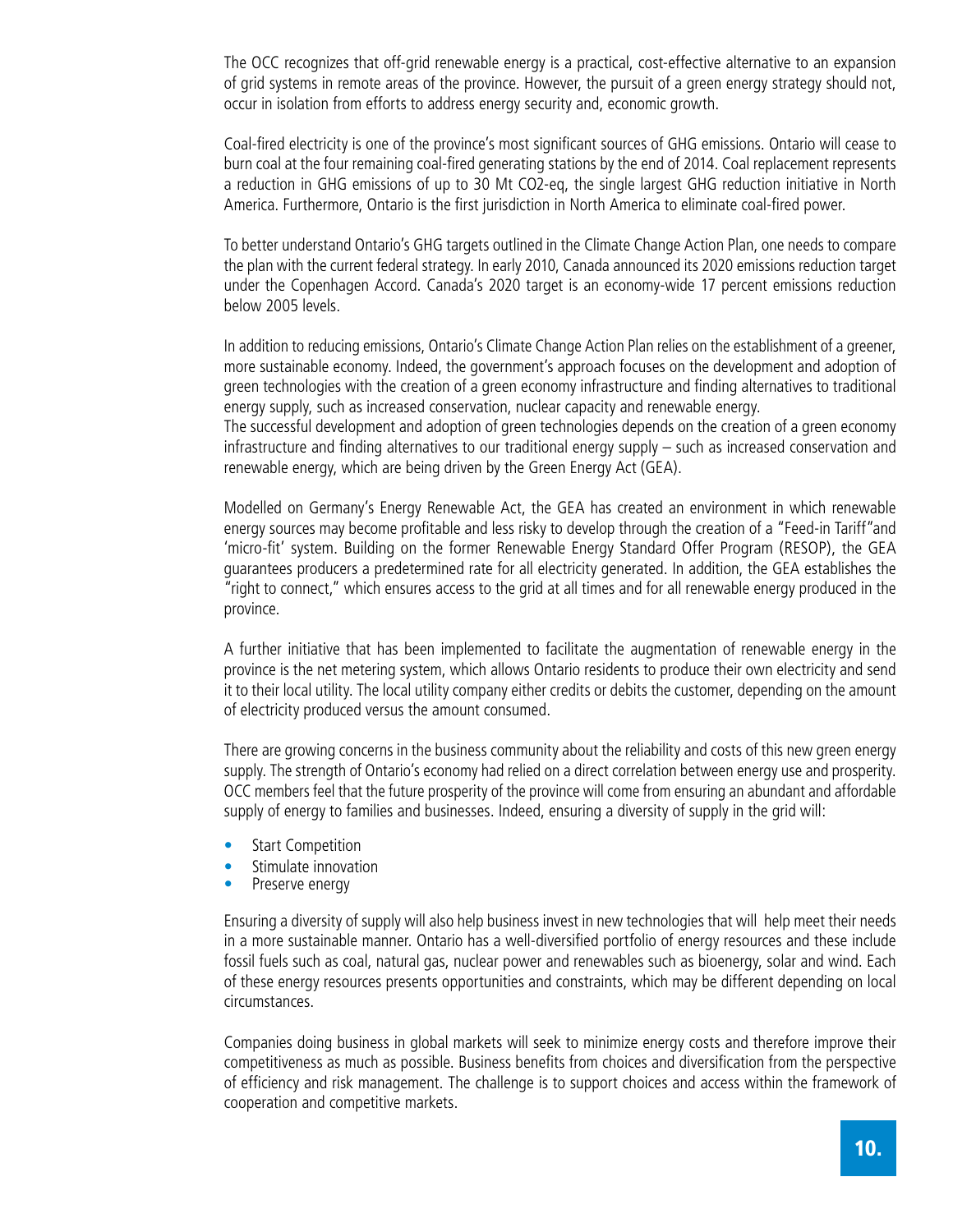The OCC recognizes that off-grid renewable energy is a practical, cost-effective alternative to an expansion of grid systems in remote areas of the province. However, the pursuit of a green energy strategy should not, occur in isolation from efforts to address energy security and, economic growth.

Coal-fired electricity is one of the province's most significant sources of GHG emissions. Ontario will cease to burn coal at the four remaining coal-fired generating stations by the end of 2014. Coal replacement represents a reduction in GHG emissions of up to 30 Mt CO2-eq, the single largest GHG reduction initiative in North America. Furthermore, Ontario is the first jurisdiction in North America to eliminate coal-fired power.

To better understand Ontario's GHG targets outlined in the Climate Change Action Plan, one needs to compare the plan with the current federal strategy. In early 2010, Canada announced its 2020 emissions reduction target under the Copenhagen Accord. Canada's 2020 target is an economy-wide 17 percent emissions reduction below 2005 levels.

In addition to reducing emissions, Ontario's Climate Change Action Plan relies on the establishment of a greener, more sustainable economy. Indeed, the government's approach focuses on the development and adoption of green technologies with the creation of a green economy infrastructure and finding alternatives to traditional energy supply, such as increased conservation, nuclear capacity and renewable energy.
The successful development and adoption of green technologies depends on the creation of a green economy infrastructure and finding alternatives to our traditional energy supply – such as increased conservation and renewable energy, which are being driven by the Green Energy Act (GEA).

Modelled on Germany's Energy Renewable Act, the GEA has created an environment in which renewable energy sources may become profitable and less risky to develop through the creation of a "Feed-in Tariff"and 'micro-fit' system. Building on the former Renewable Energy Standard Offer Program (RESOP), the GEA guarantees producers a predetermined rate for all electricity generated. In addition, the GEA establishes the "right to connect," which ensures access to the grid at all times and for all renewable energy produced in the province.

A further initiative that has been implemented to facilitate the augmentation of renewable energy in the province is the net metering system, which allows Ontario residents to produce their own electricity and send it to their local utility. The local utility company either credits or debits the customer, depending on the amount of electricity produced versus the amount consumed.

There are growing concerns in the business community about the reliability and costs of this new green energy supply. The strength of Ontario's economy had relied on a direct correlation between energy use and prosperity. OCC members feel that the future prosperity of the province will come from ensuring an abundant and affordable supply of energy to families and businesses. Indeed, ensuring a diversity of supply in the grid will:

- Start Competition
- Stimulate innovation
- Preserve energy

Ensuring a diversity of supply will also help business invest in new technologies that will help meet their needs in a more sustainable manner. Ontario has a well-diversified portfolio of energy resources and these include fossil fuels such as coal, natural gas, nuclear power and renewables such as bioenergy, solar and wind. Each of these energy resources presents opportunities and constraints, which may be different depending on local circumstances.

Companies doing business in global markets will seek to minimize energy costs and therefore improve their competitiveness as much as possible. Business benefits from choices and diversification from the perspective of efficiency and risk management. The challenge is to support choices and access within the framework of cooperation and competitive markets.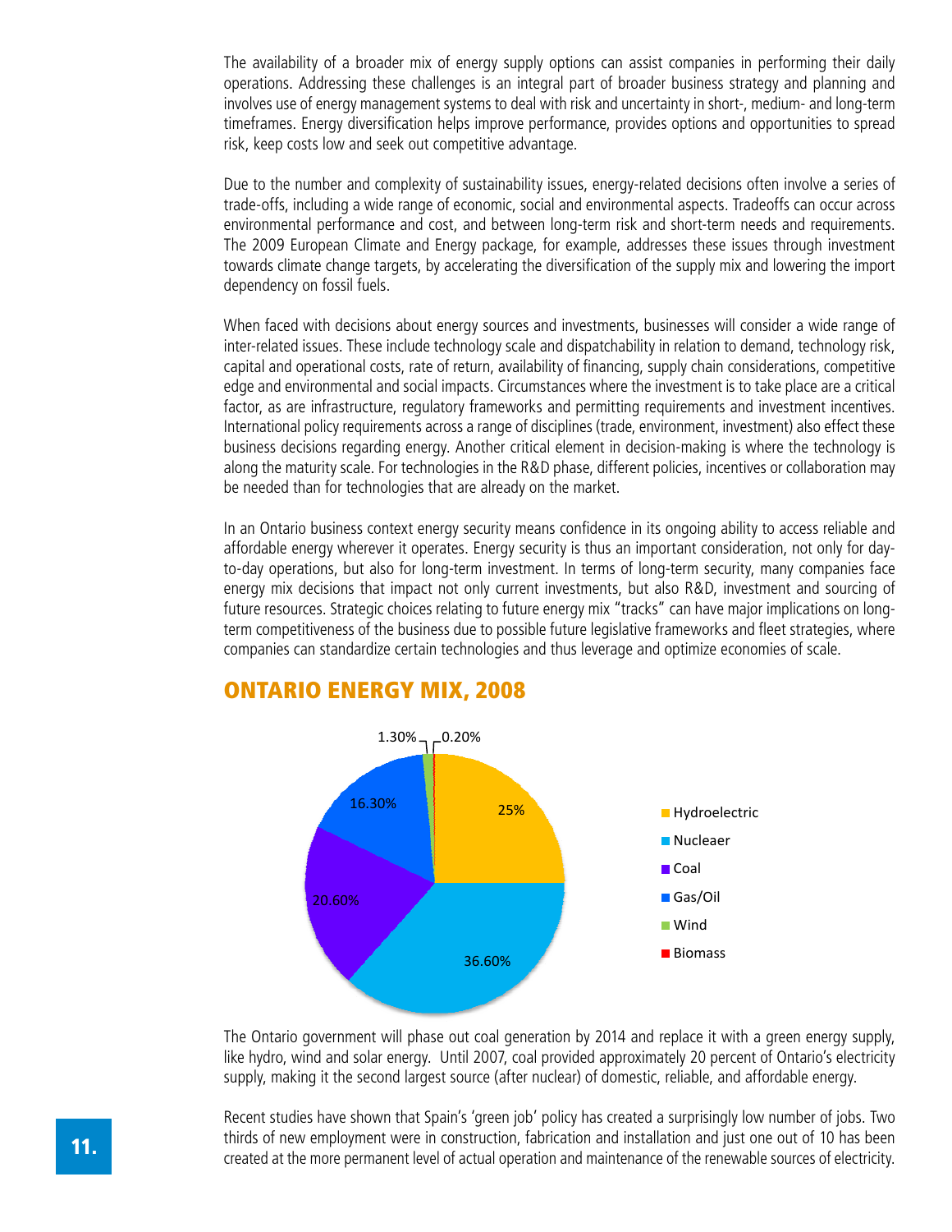The availability of a broader mix of energy supply options can assist companies in performing their daily operations. Addressing these challenges is an integral part of broader business strategy and planning and involves use of energy management systems to deal with risk and uncertainty in short-, medium- and long-term timeframes. Energy diversification helps improve performance, provides options and opportunities to spread risk, keep costs low and seek out competitive advantage.

Due to the number and complexity of sustainability issues, energy-related decisions often involve a series of trade-offs, including a wide range of economic, social and environmental aspects. Tradeoffs can occur across environmental performance and cost, and between long-term risk and short-term needs and requirements. The 2009 European Climate and Energy package, for example, addresses these issues through investment towards climate change targets, by accelerating the diversification of the supply mix and lowering the import dependency on fossil fuels.

When faced with decisions about energy sources and investments, businesses will consider a wide range of inter-related issues. These include technology scale and dispatchability in relation to demand, technology risk, capital and operational costs, rate of return, availability of financing, supply chain considerations, competitive edge and environmental and social impacts. Circumstances where the investment is to take place are a critical factor, as are infrastructure, regulatory frameworks and permitting requirements and investment incentives. International policy requirements across a range of disciplines (trade, environment, investment) also effect these business decisions regarding energy. Another critical element in decision-making is where the technology is along the maturity scale. For technologies in the R&D phase, different policies, incentives or collaboration may be needed than for technologies that are already on the market.

In an Ontario business context energy security means confidence in its ongoing ability to access reliable and affordable energy wherever it operates. Energy security is thus an important consideration, not only for day-to-day operations, but also for long-term investment. In terms of long-term security, many companies face energy mix decisions that impact not only current investments, but also R&D, investment and sourcing of future resources. Strategic choices relating to future energy mix "tracks" can have major implications on long-term competitiveness of the business due to possible future legislative frameworks and fleet strategies, where companies can standardize certain technologies and thus leverage and optimize economies of scale.

## ONTARIO ENERGY MIX, 2008

| Source | Share |
|---|---|
| Hydroelectric | 25% |
| Nucleaer | 36.60% |
| Coal | 20.60% |
| Gas/Oil | 16.30% |
| Wind | 1.30% |
| Biomass | 0.20% |

The Ontario government will phase out coal generation by 2014 and replace it with a green energy supply, like hydro, wind and solar energy. Until 2007, coal provided approximately 20 percent of Ontario's electricity supply, making it the second largest source (after nuclear) of domestic, reliable, and affordable energy.

Recent studies have shown that Spain's 'green job' policy has created a surprisingly low number of jobs. Two thirds of new employment were in construction, fabrication and installation and just one out of 10 has been created at the more permanent level of actual operation and maintenance of the renewable sources of electricity.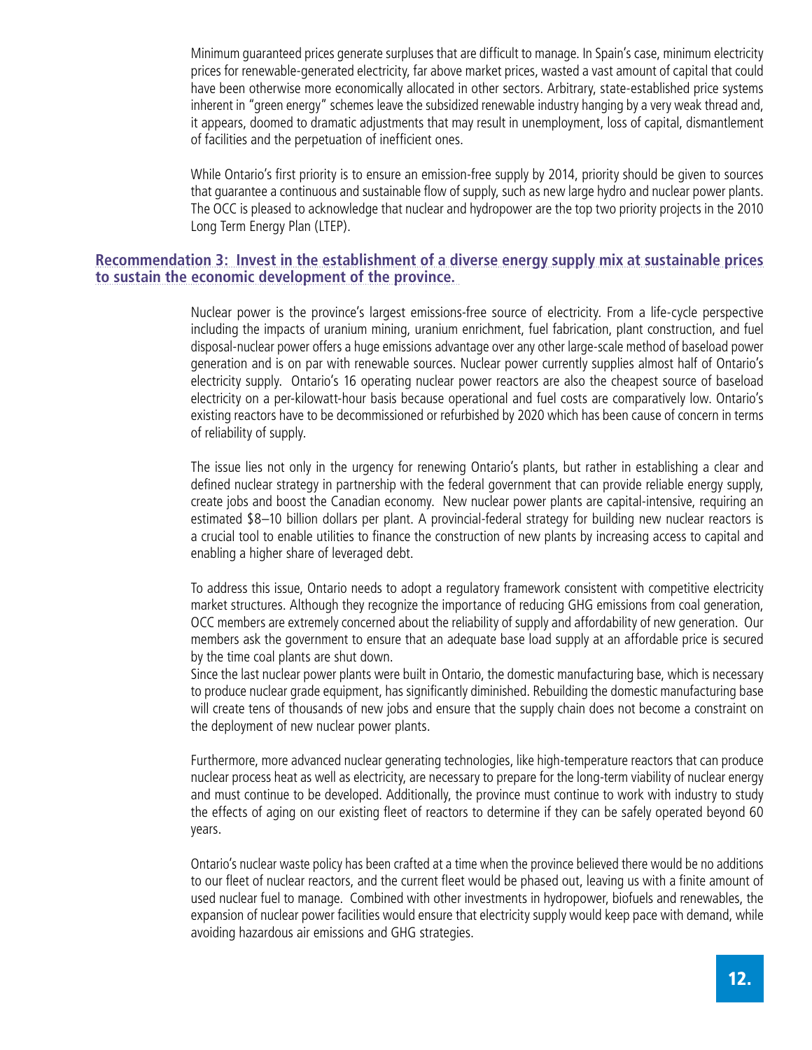Minimum guaranteed prices generate surpluses that are difficult to manage. In Spain's case, minimum electricity prices for renewable-generated electricity, far above market prices, wasted a vast amount of capital that could have been otherwise more economically allocated in other sectors. Arbitrary, state-established price systems inherent in "green energy" schemes leave the subsidized renewable industry hanging by a very weak thread and, it appears, doomed to dramatic adjustments that may result in unemployment, loss of capital, dismantlement of facilities and the perpetuation of inefficient ones.

While Ontario's first priority is to ensure an emission-free supply by 2014, priority should be given to sources that guarantee a continuous and sustainable flow of supply, such as new large hydro and nuclear power plants. The OCC is pleased to acknowledge that nuclear and hydropower are the top two priority projects in the 2010 Long Term Energy Plan (LTEP).

### Recommendation 3: Invest in the establishment of a diverse energy supply mix at sustainable prices to sustain the economic development of the province.

Nuclear power is the province's largest emissions-free source of electricity. From a life-cycle perspective including the impacts of uranium mining, uranium enrichment, fuel fabrication, plant construction, and fuel disposal-nuclear power offers a huge emissions advantage over any other large-scale method of baseload power generation and is on par with renewable sources. Nuclear power currently supplies almost half of Ontario's electricity supply. Ontario's 16 operating nuclear power reactors are also the cheapest source of baseload electricity on a per-kilowatt-hour basis because operational and fuel costs are comparatively low. Ontario's existing reactors have to be decommissioned or refurbished by 2020 which has been cause of concern in terms of reliability of supply.

The issue lies not only in the urgency for renewing Ontario's plants, but rather in establishing a clear and defined nuclear strategy in partnership with the federal government that can provide reliable energy supply, create jobs and boost the Canadian economy. New nuclear power plants are capital-intensive, requiring an estimated $8–10 billion dollars per plant. A provincial-federal strategy for building new nuclear reactors is a crucial tool to enable utilities to finance the construction of new plants by increasing access to capital and enabling a higher share of leveraged debt.

To address this issue, Ontario needs to adopt a regulatory framework consistent with competitive electricity market structures. Although they recognize the importance of reducing GHG emissions from coal generation, OCC members are extremely concerned about the reliability of supply and affordability of new generation. Our members ask the government to ensure that an adequate base load supply at an affordable price is secured by the time coal plants are shut down.

Since the last nuclear power plants were built in Ontario, the domestic manufacturing base, which is necessary to produce nuclear grade equipment, has significantly diminished. Rebuilding the domestic manufacturing base will create tens of thousands of new jobs and ensure that the supply chain does not become a constraint on the deployment of new nuclear power plants.

Furthermore, more advanced nuclear generating technologies, like high-temperature reactors that can produce nuclear process heat as well as electricity, are necessary to prepare for the long-term viability of nuclear energy and must continue to be developed. Additionally, the province must continue to work with industry to study the effects of aging on our existing fleet of reactors to determine if they can be safely operated beyond 60 years.

Ontario's nuclear waste policy has been crafted at a time when the province believed there would be no additions to our fleet of nuclear reactors, and the current fleet would be phased out, leaving us with a finite amount of used nuclear fuel to manage. Combined with other investments in hydropower, biofuels and renewables, the expansion of nuclear power facilities would ensure that electricity supply would keep pace with demand, while avoiding hazardous air emissions and GHG strategies.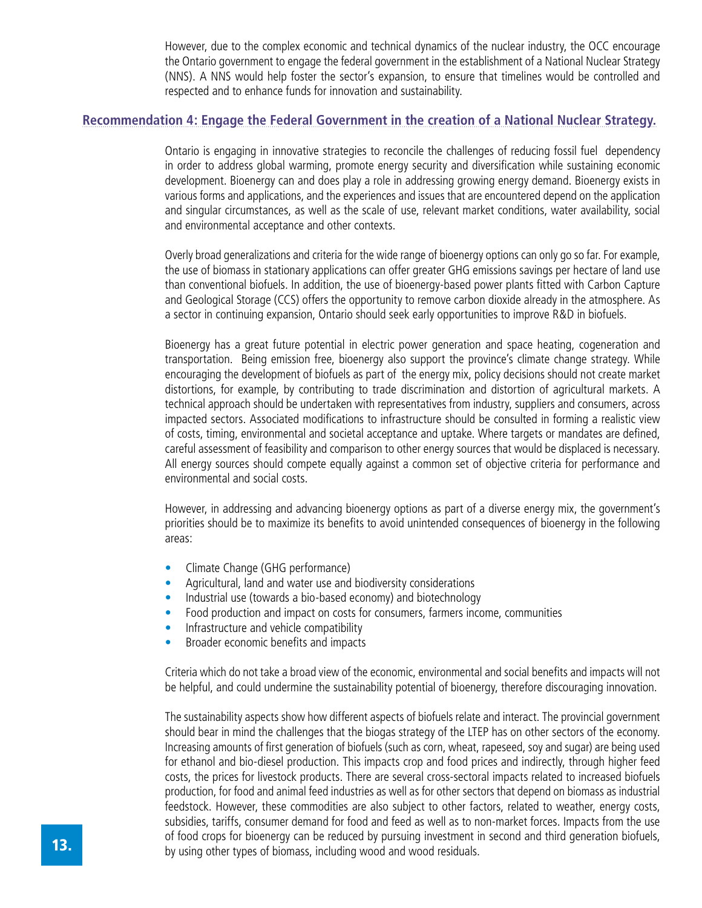However, due to the complex economic and technical dynamics of the nuclear industry, the OCC encourage the Ontario government to engage the federal government in the establishment of a National Nuclear Strategy (NNS). A NNS would help foster the sector's expansion, to ensure that timelines would be controlled and respected and to enhance funds for innovation and sustainability.

## Recommendation 4: Engage the Federal Government in the creation of a National Nuclear Strategy.

Ontario is engaging in innovative strategies to reconcile the challenges of reducing fossil fuel dependency in order to address global warming, promote energy security and diversification while sustaining economic development. Bioenergy can and does play a role in addressing growing energy demand. Bioenergy exists in various forms and applications, and the experiences and issues that are encountered depend on the application and singular circumstances, as well as the scale of use, relevant market conditions, water availability, social and environmental acceptance and other contexts.

Overly broad generalizations and criteria for the wide range of bioenergy options can only go so far. For example, the use of biomass in stationary applications can offer greater GHG emissions savings per hectare of land use than conventional biofuels. In addition, the use of bioenergy-based power plants fitted with Carbon Capture and Geological Storage (CCS) offers the opportunity to remove carbon dioxide already in the atmosphere. As a sector in continuing expansion, Ontario should seek early opportunities to improve R&D in biofuels.

Bioenergy has a great future potential in electric power generation and space heating, cogeneration and transportation. Being emission free, bioenergy also support the province's climate change strategy. While encouraging the development of biofuels as part of the energy mix, policy decisions should not create market distortions, for example, by contributing to trade discrimination and distortion of agricultural markets. A technical approach should be undertaken with representatives from industry, suppliers and consumers, across impacted sectors. Associated modifications to infrastructure should be consulted in forming a realistic view of costs, timing, environmental and societal acceptance and uptake. Where targets or mandates are defined, careful assessment of feasibility and comparison to other energy sources that would be displaced is necessary. All energy sources should compete equally against a common set of objective criteria for performance and environmental and social costs.

However, in addressing and advancing bioenergy options as part of a diverse energy mix, the government's priorities should be to maximize its benefits to avoid unintended consequences of bioenergy in the following areas:

- Climate Change (GHG performance)
- Agricultural, land and water use and biodiversity considerations
- Industrial use (towards a bio-based economy) and biotechnology
- Food production and impact on costs for consumers, farmers income, communities
- Infrastructure and vehicle compatibility
- Broader economic benefits and impacts

Criteria which do not take a broad view of the economic, environmental and social benefits and impacts will not be helpful, and could undermine the sustainability potential of bioenergy, therefore discouraging innovation.

The sustainability aspects show how different aspects of biofuels relate and interact. The provincial government should bear in mind the challenges that the biogas strategy of the LTEP has on other sectors of the economy. Increasing amounts of first generation of biofuels (such as corn, wheat, rapeseed, soy and sugar) are being used for ethanol and bio-diesel production. This impacts crop and food prices and indirectly, through higher feed costs, the prices for livestock products. There are several cross-sectoral impacts related to increased biofuels production, for food and animal feed industries as well as for other sectors that depend on biomass as industrial feedstock. However, these commodities are also subject to other factors, related to weather, energy costs, subsidies, tariffs, consumer demand for food and feed as well as to non-market forces. Impacts from the use of food crops for bioenergy can be reduced by pursuing investment in second and third generation biofuels, by using other types of biomass, including wood and wood residuals.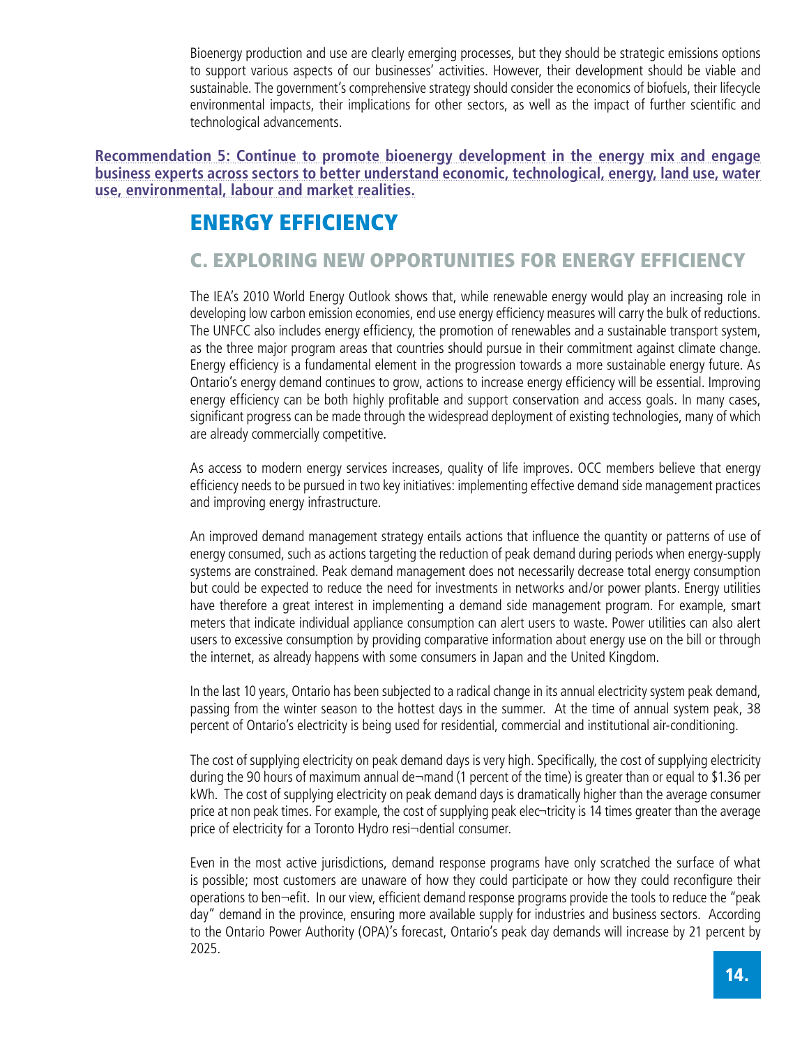Bioenergy production and use are clearly emerging processes, but they should be strategic emissions options to support various aspects of our businesses' activities. However, their development should be viable and sustainable. The government's comprehensive strategy should consider the economics of biofuels, their lifecycle environmental impacts, their implications for other sectors, as well as the impact of further scientific and technological advancements.

**Recommendation 5: Continue to promote bioenergy development in the energy mix and engage business experts across sectors to better understand economic, technological, energy, land use, water use, environmental, labour and market realities.**

# ENERGY EFFICIENCY

## C. EXPLORING NEW OPPORTUNITIES FOR ENERGY EFFICIENCY

The IEA's 2010 World Energy Outlook shows that, while renewable energy would play an increasing role in developing low carbon emission economies, end use energy efficiency measures will carry the bulk of reductions. The UNFCC also includes energy efficiency, the promotion of renewables and a sustainable transport system, as the three major program areas that countries should pursue in their commitment against climate change. Energy efficiency is a fundamental element in the progression towards a more sustainable energy future. As Ontario's energy demand continues to grow, actions to increase energy efficiency will be essential. Improving energy efficiency can be both highly profitable and support conservation and access goals. In many cases, significant progress can be made through the widespread deployment of existing technologies, many of which are already commercially competitive.

As access to modern energy services increases, quality of life improves. OCC members believe that energy efficiency needs to be pursued in two key initiatives: implementing effective demand side management practices and improving energy infrastructure.

An improved demand management strategy entails actions that influence the quantity or patterns of use of energy consumed, such as actions targeting the reduction of peak demand during periods when energy-supply systems are constrained. Peak demand management does not necessarily decrease total energy consumption but could be expected to reduce the need for investments in networks and/or power plants. Energy utilities have therefore a great interest in implementing a demand side management program. For example, smart meters that indicate individual appliance consumption can alert users to waste. Power utilities can also alert users to excessive consumption by providing comparative information about energy use on the bill or through the internet, as already happens with some consumers in Japan and the United Kingdom.

In the last 10 years, Ontario has been subjected to a radical change in its annual electricity system peak demand, passing from the winter season to the hottest days in the summer. At the time of annual system peak, 38 percent of Ontario's electricity is being used for residential, commercial and institutional air-conditioning.

The cost of supplying electricity on peak demand days is very high. Specifically, the cost of supplying electricity during the 90 hours of maximum annual de¬mand (1 percent of the time) is greater than or equal to $1.36 per kWh. The cost of supplying electricity on peak demand days is dramatically higher than the average consumer price at non peak times. For example, the cost of supplying peak elec¬tricity is 14 times greater than the average price of electricity for a Toronto Hydro resi¬dential consumer.

Even in the most active jurisdictions, demand response programs have only scratched the surface of what is possible; most customers are unaware of how they could participate or how they could reconfigure their operations to ben¬efit. In our view, efficient demand response programs provide the tools to reduce the "peak day" demand in the province, ensuring more available supply for industries and business sectors. According to the Ontario Power Authority (OPA)'s forecast, Ontario's peak day demands will increase by 21 percent by 2025.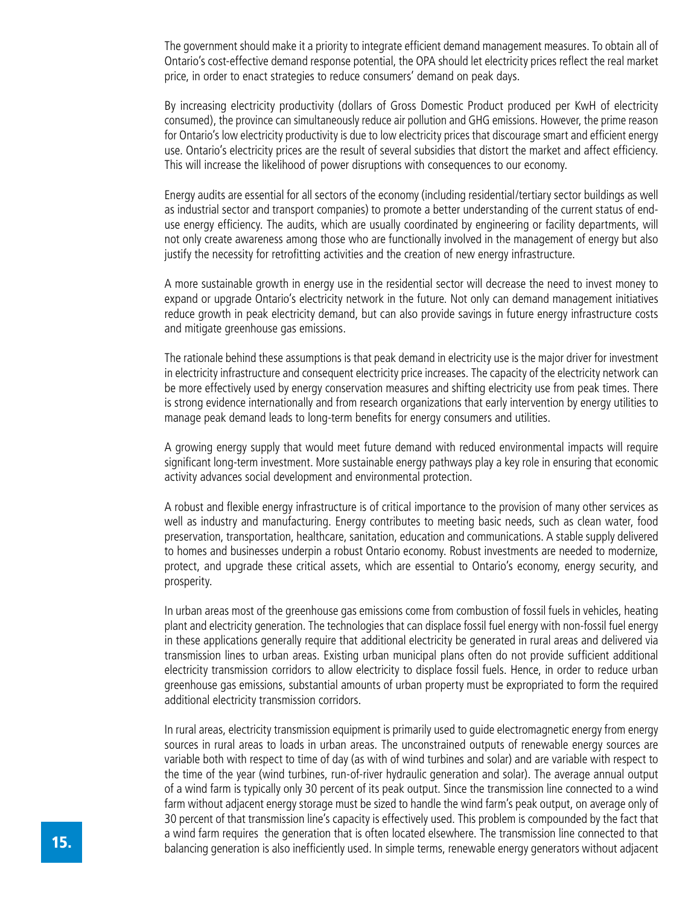The government should make it a priority to integrate efficient demand management measures. To obtain all of Ontario's cost-effective demand response potential, the OPA should let electricity prices reflect the real market price, in order to enact strategies to reduce consumers' demand on peak days.

By increasing electricity productivity (dollars of Gross Domestic Product produced per KwH of electricity consumed), the province can simultaneously reduce air pollution and GHG emissions. However, the prime reason for Ontario's low electricity productivity is due to low electricity prices that discourage smart and efficient energy use. Ontario's electricity prices are the result of several subsidies that distort the market and affect efficiency. This will increase the likelihood of power disruptions with consequences to our economy.

Energy audits are essential for all sectors of the economy (including residential/tertiary sector buildings as well as industrial sector and transport companies) to promote a better understanding of the current status of end-use energy efficiency. The audits, which are usually coordinated by engineering or facility departments, will not only create awareness among those who are functionally involved in the management of energy but also justify the necessity for retrofitting activities and the creation of new energy infrastructure.

A more sustainable growth in energy use in the residential sector will decrease the need to invest money to expand or upgrade Ontario's electricity network in the future. Not only can demand management initiatives reduce growth in peak electricity demand, but can also provide savings in future energy infrastructure costs and mitigate greenhouse gas emissions.

The rationale behind these assumptions is that peak demand in electricity use is the major driver for investment in electricity infrastructure and consequent electricity price increases. The capacity of the electricity network can be more effectively used by energy conservation measures and shifting electricity use from peak times. There is strong evidence internationally and from research organizations that early intervention by energy utilities to manage peak demand leads to long-term benefits for energy consumers and utilities.

A growing energy supply that would meet future demand with reduced environmental impacts will require significant long-term investment. More sustainable energy pathways play a key role in ensuring that economic activity advances social development and environmental protection.

A robust and flexible energy infrastructure is of critical importance to the provision of many other services as well as industry and manufacturing. Energy contributes to meeting basic needs, such as clean water, food preservation, transportation, healthcare, sanitation, education and communications. A stable supply delivered to homes and businesses underpin a robust Ontario economy. Robust investments are needed to modernize, protect, and upgrade these critical assets, which are essential to Ontario's economy, energy security, and prosperity.

In urban areas most of the greenhouse gas emissions come from combustion of fossil fuels in vehicles, heating plant and electricity generation. The technologies that can displace fossil fuel energy with non-fossil fuel energy in these applications generally require that additional electricity be generated in rural areas and delivered via transmission lines to urban areas. Existing urban municipal plans often do not provide sufficient additional electricity transmission corridors to allow electricity to displace fossil fuels. Hence, in order to reduce urban greenhouse gas emissions, substantial amounts of urban property must be expropriated to form the required additional electricity transmission corridors.

In rural areas, electricity transmission equipment is primarily used to guide electromagnetic energy from energy sources in rural areas to loads in urban areas. The unconstrained outputs of renewable energy sources are variable both with respect to time of day (as with of wind turbines and solar) and are variable with respect to the time of the year (wind turbines, run-of-river hydraulic generation and solar). The average annual output of a wind farm is typically only 30 percent of its peak output. Since the transmission line connected to a wind farm without adjacent energy storage must be sized to handle the wind farm's peak output, on average only of 30 percent of that transmission line's capacity is effectively used. This problem is compounded by the fact that a wind farm requires the generation that is often located elsewhere. The transmission line connected to that balancing generation is also inefficiently used. In simple terms, renewable energy generators without adjacent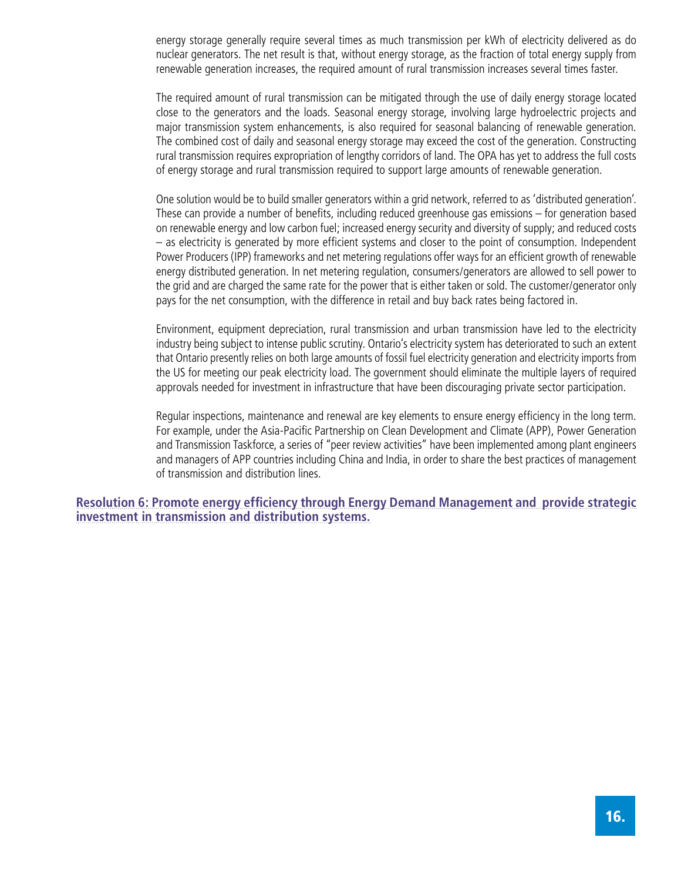energy storage generally require several times as much transmission per kWh of electricity delivered as do nuclear generators. The net result is that, without energy storage, as the fraction of total energy supply from renewable generation increases, the required amount of rural transmission increases several times faster.

The required amount of rural transmission can be mitigated through the use of daily energy storage located close to the generators and the loads. Seasonal energy storage, involving large hydroelectric projects and major transmission system enhancements, is also required for seasonal balancing of renewable generation. The combined cost of daily and seasonal energy storage may exceed the cost of the generation. Constructing rural transmission requires expropriation of lengthy corridors of land. The OPA has yet to address the full costs of energy storage and rural transmission required to support large amounts of renewable generation.

One solution would be to build smaller generators within a grid network, referred to as 'distributed generation'. These can provide a number of benefits, including reduced greenhouse gas emissions – for generation based on renewable energy and low carbon fuel; increased energy security and diversity of supply; and reduced costs – as electricity is generated by more efficient systems and closer to the point of consumption. Independent Power Producers (IPP) frameworks and net metering regulations offer ways for an efficient growth of renewable energy distributed generation. In net metering regulation, consumers/generators are allowed to sell power to the grid and are charged the same rate for the power that is either taken or sold. The customer/generator only pays for the net consumption, with the difference in retail and buy back rates being factored in.

Environment, equipment depreciation, rural transmission and urban transmission have led to the electricity industry being subject to intense public scrutiny. Ontario's electricity system has deteriorated to such an extent that Ontario presently relies on both large amounts of fossil fuel electricity generation and electricity imports from the US for meeting our peak electricity load. The government should eliminate the multiple layers of required approvals needed for investment in infrastructure that have been discouraging private sector participation.

Regular inspections, maintenance and renewal are key elements to ensure energy efficiency in the long term. For example, under the Asia-Pacific Partnership on Clean Development and Climate (APP), Power Generation and Transmission Taskforce, a series of "peer review activities" have been implemented among plant engineers and managers of APP countries including China and India, in order to share the best practices of management of transmission and distribution lines.

**Resolution 6: Promote energy efficiency through Energy Demand Management and provide strategic investment in transmission and distribution systems.**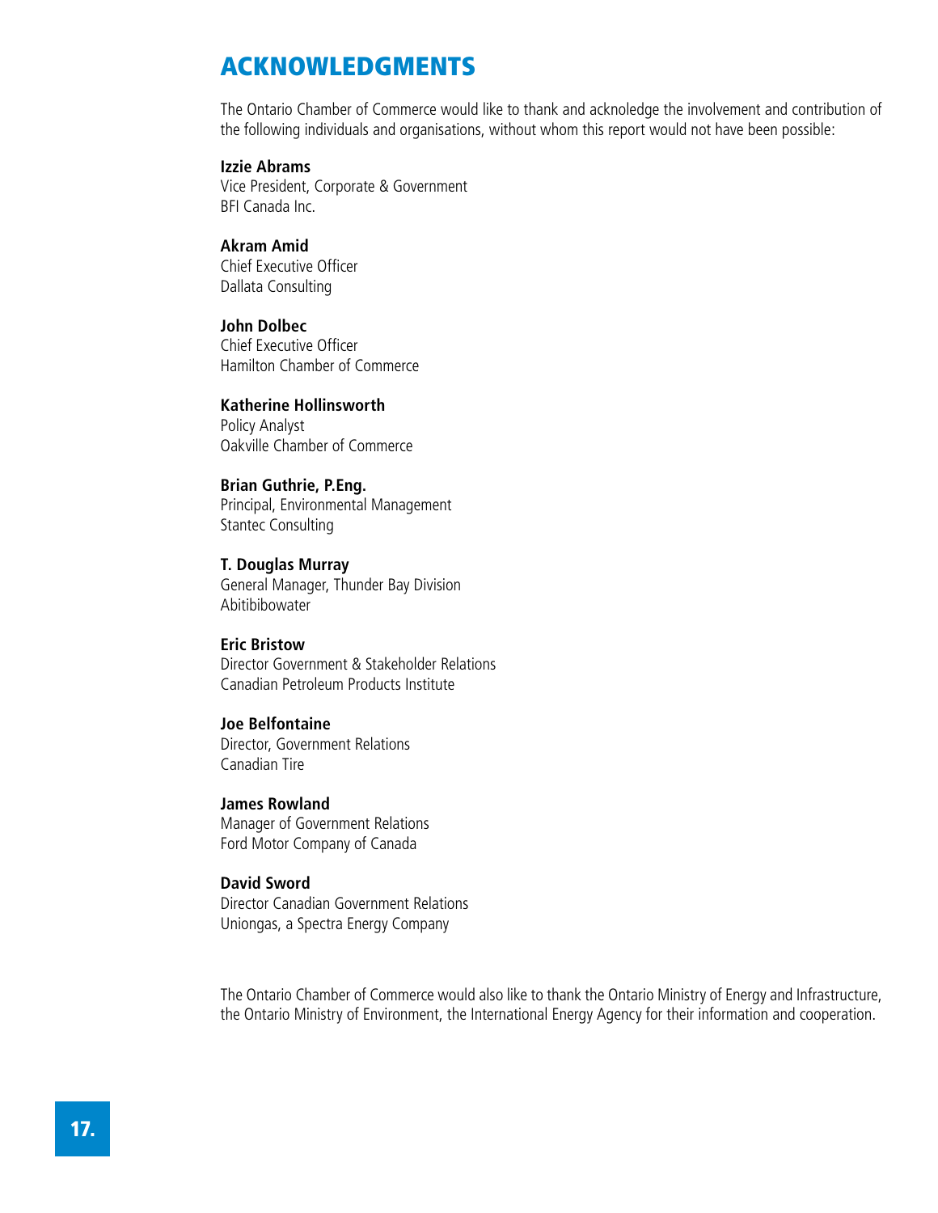# ACKNOWLEDGMENTS

The Ontario Chamber of Commerce would like to thank and acknoledge the involvement and contribution of the following individuals and organisations, without whom this report would not have been possible:

**Izzie Abrams**
Vice President, Corporate & Government
BFI Canada Inc.

**Akram Amid**
Chief Executive Officer
Dallata Consulting

**John Dolbec**
Chief Executive Officer
Hamilton Chamber of Commerce

**Katherine Hollinsworth**
Policy Analyst
Oakville Chamber of Commerce

**Brian Guthrie, P.Eng.**
Principal, Environmental Management
Stantec Consulting

**T. Douglas Murray**
General Manager, Thunder Bay Division
Abitibibowater

**Eric Bristow**
Director Government & Stakeholder Relations
Canadian Petroleum Products Institute

**Joe Belfontaine**
Director, Government Relations
Canadian Tire

**James Rowland**
Manager of Government Relations
Ford Motor Company of Canada

**David Sword**
Director Canadian Government Relations
Uniongas, a Spectra Energy Company

The Ontario Chamber of Commerce would also like to thank the Ontario Ministry of Energy and Infrastructure, the Ontario Ministry of Environment, the International Energy Agency for their information and cooperation.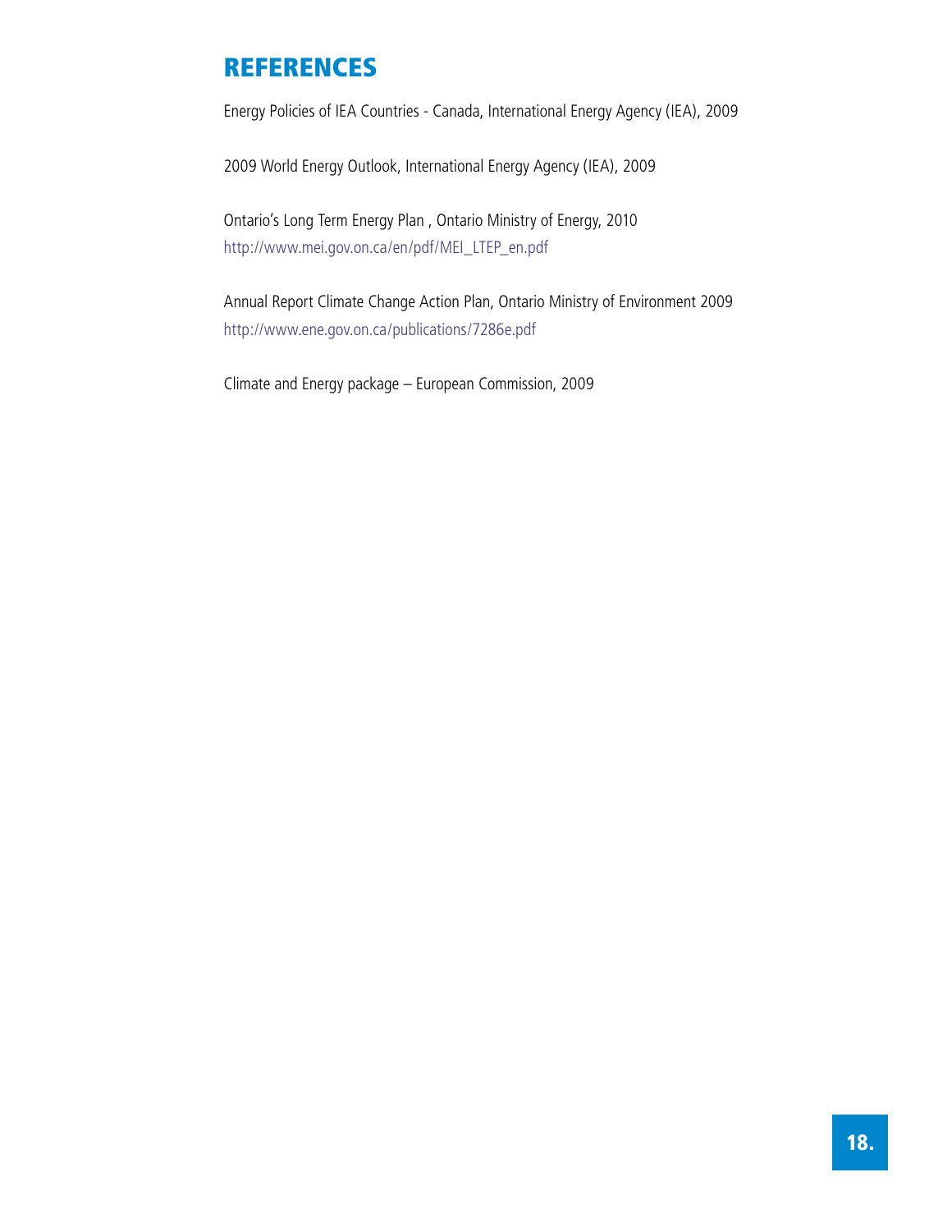# REFERENCES

Energy Policies of IEA Countries - Canada, International Energy Agency (IEA), 2009

2009 World Energy Outlook, International Energy Agency (IEA), 2009

Ontario's Long Term Energy Plan , Ontario Ministry of Energy, 2010
http://www.mei.gov.on.ca/en/pdf/MEI_LTEP_en.pdf

Annual Report Climate Change Action Plan, Ontario Ministry of Environment 2009
http://www.ene.gov.on.ca/publications/7286e.pdf

Climate and Energy package – European Commission, 2009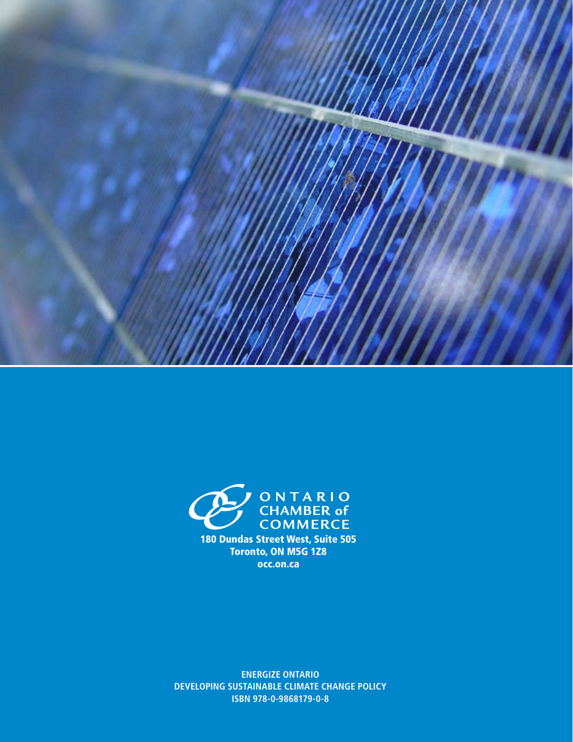ONTARIO
CHAMBER of
COMMERCE

180 Dundas Street West, Suite 505
Toronto, ON M5G 1Z8
occ.on.ca

ENERGIZE ONTARIO
DEVELOPING SUSTAINABLE CLIMATE CHANGE POLICY
ISBN 978-0-9868179-0-8